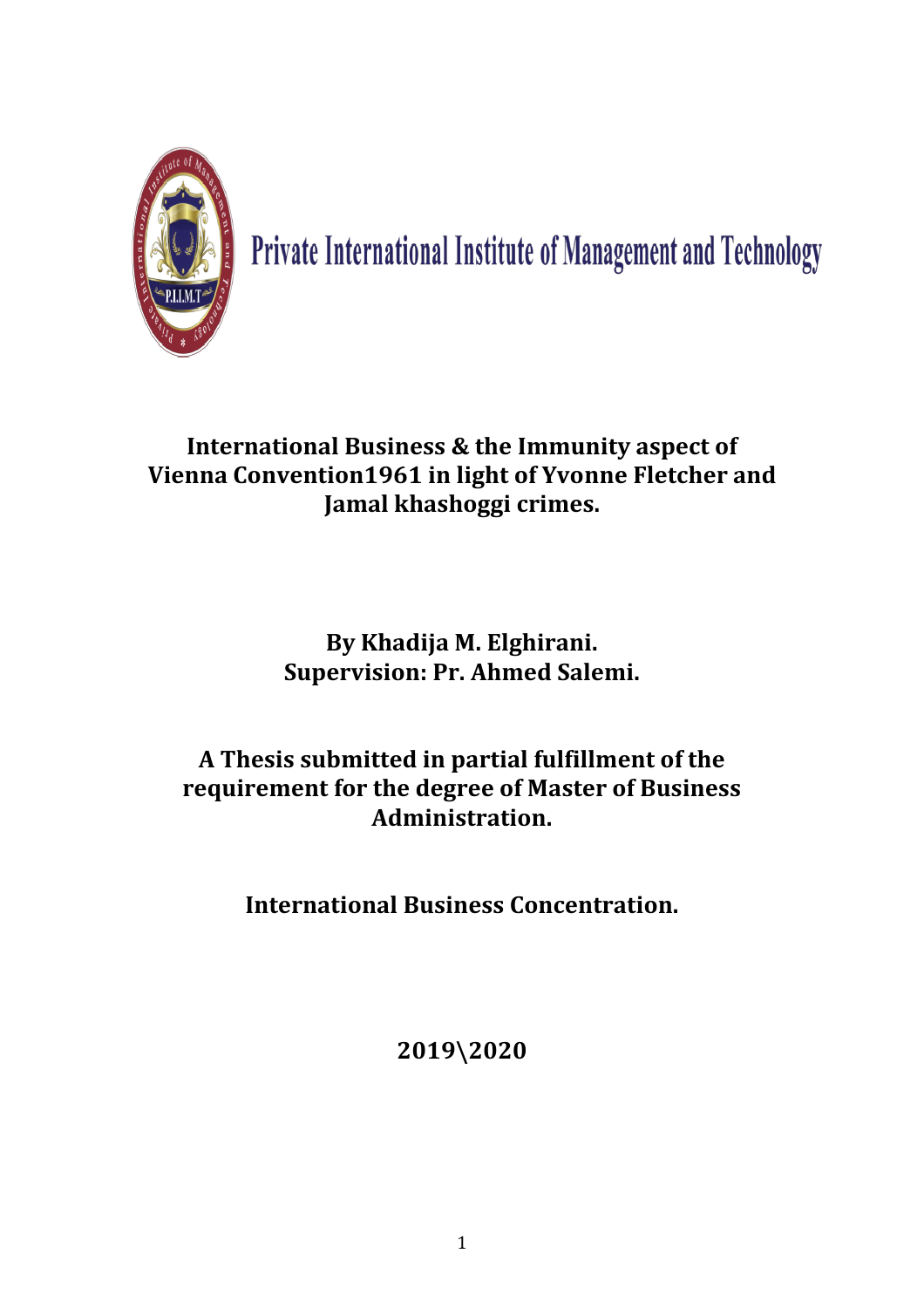Private International Institute of Management and Technology

# International Business & the Immunity aspect of Vienna Convention1961 in light of Yvonne Fletcher and Jamal khashoggi crimes.

**By Khadija M. Elghirani.**
**Supervision: Pr. Ahmed Salemi.**

**A Thesis submitted in partial fulfillment of the requirement for the degree of Master of Business Administration.**

**International Business Concentration.**

**2019\2020**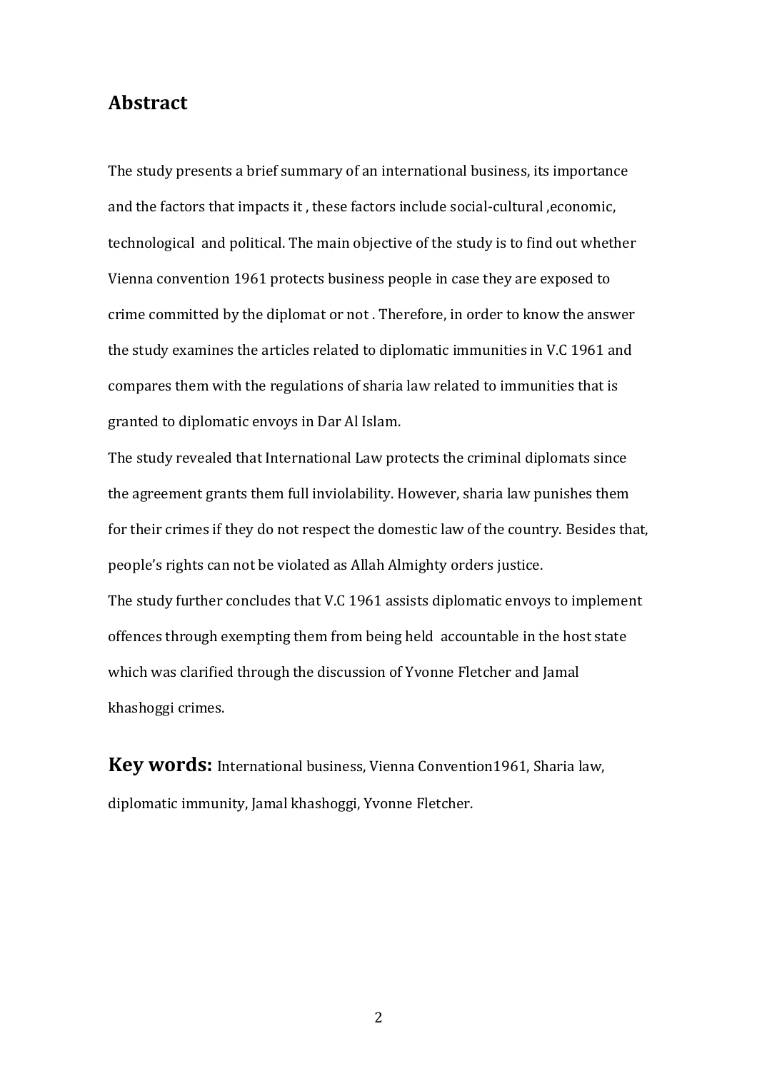## Abstract

The study presents a brief summary of an international business, its importance and the factors that impacts it , these factors include social-cultural ,economic, technological and political. The main objective of the study is to find out whether Vienna convention 1961 protects business people in case they are exposed to crime committed by the diplomat or not . Therefore, in order to know the answer the study examines the articles related to diplomatic immunities in V.C 1961 and compares them with the regulations of sharia law related to immunities that is granted to diplomatic envoys in Dar Al Islam.

The study revealed that International Law protects the criminal diplomats since the agreement grants them full inviolability. However, sharia law punishes them for their crimes if they do not respect the domestic law of the country. Besides that, people's rights can not be violated as Allah Almighty orders justice.

The study further concludes that V.C 1961 assists diplomatic envoys to implement offences through exempting them from being held accountable in the host state which was clarified through the discussion of Yvonne Fletcher and Jamal khashoggi crimes.

**Key words:** International business, Vienna Convention1961, Sharia law, diplomatic immunity, Jamal khashoggi, Yvonne Fletcher.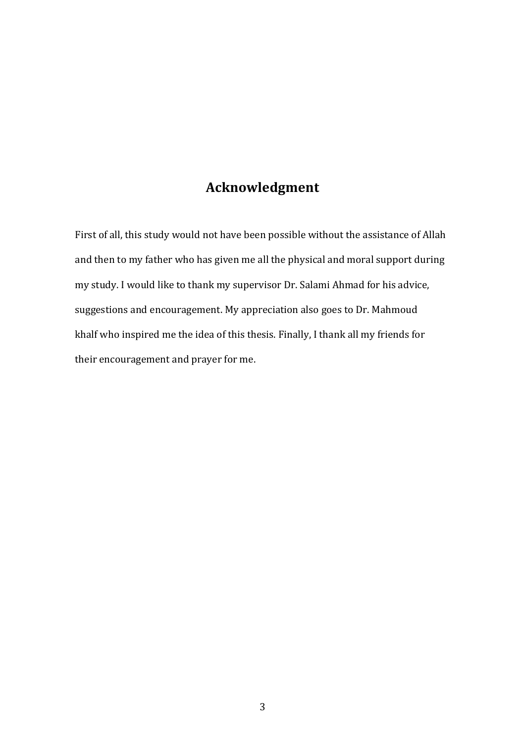# Acknowledgment

First of all, this study would not have been possible without the assistance of Allah and then to my father who has given me all the physical and moral support during my study. I would like to thank my supervisor Dr. Salami Ahmad for his advice, suggestions and encouragement. My appreciation also goes to Dr. Mahmoud khalf who inspired me the idea of this thesis. Finally, I thank all my friends for their encouragement and prayer for me.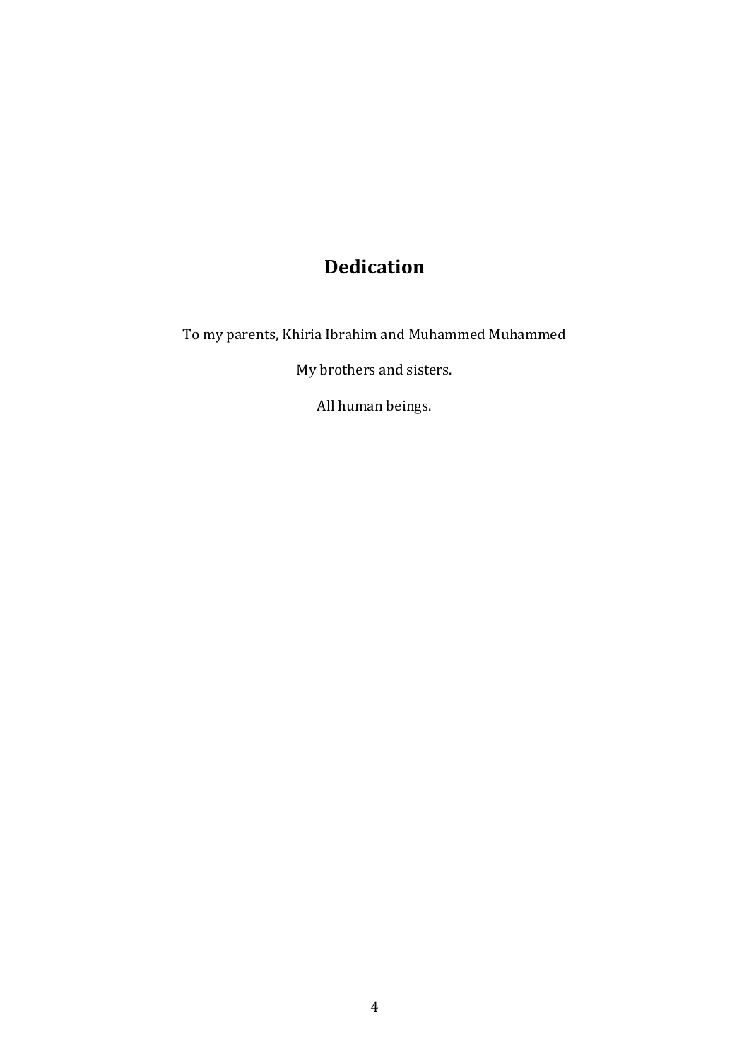# Dedication

To my parents, Khiria Ibrahim and Muhammed Muhammed

My brothers and sisters.

All human beings.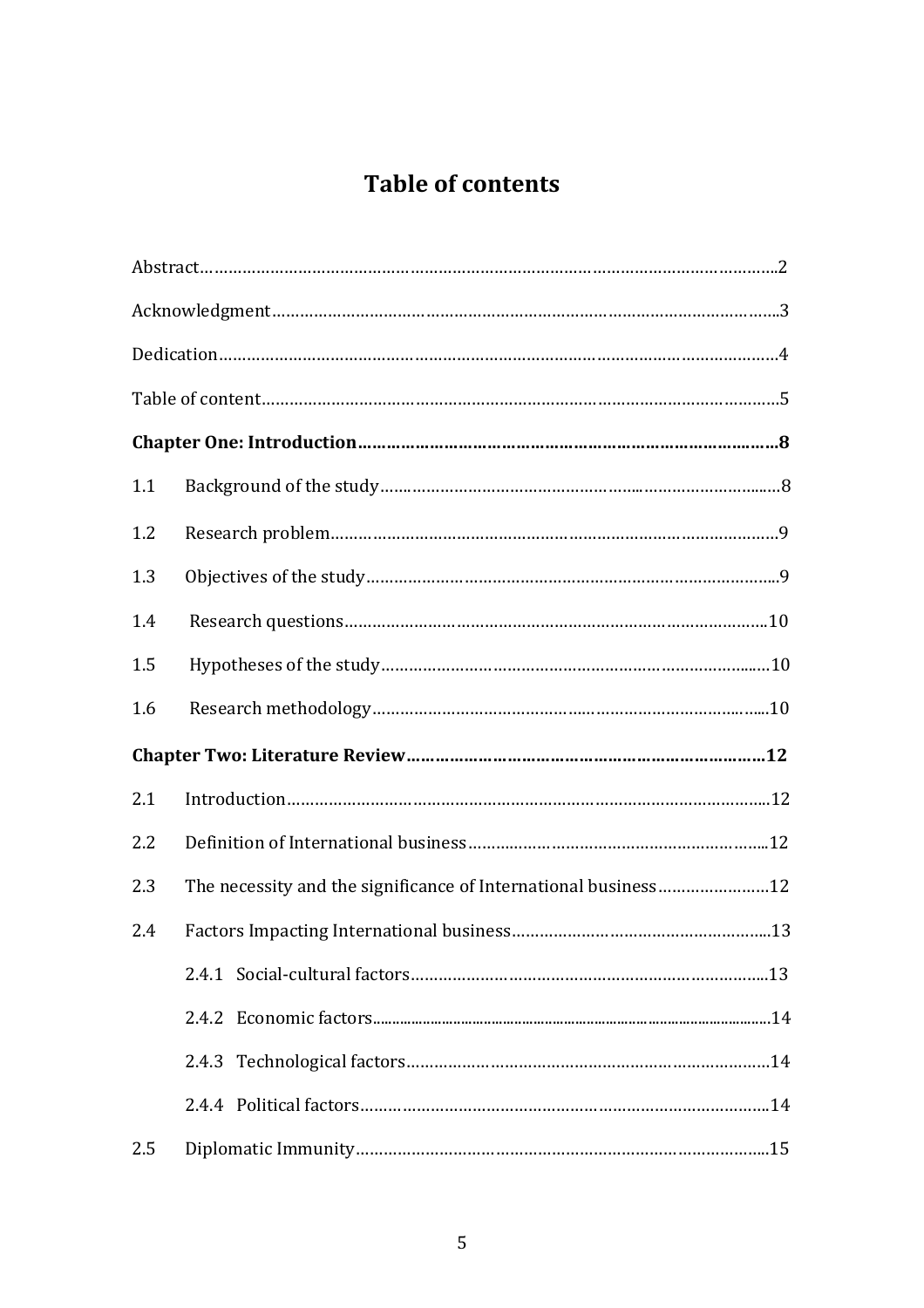# Table of contents

Abstract……………………………………………………………………………………………………2

Acknowledgment…………………………………………………………………………………………3

Dedication…………………………………………………………………………………………………4

Table of content……………………………………………………………………………………………5

**Chapter One: Introduction………………………………………………………………………………8**

1.1 Background of the study……………………………………………………………………………8

1.2 Research problem……………………………………………………………………………………9

1.3 Objectives of the study………………………………………………………………………………9

1.4 Research questions…………………………………………………………………………………10

1.5 Hypotheses of the study……………………………………………………………………………10

1.6 Research methodology………………………………………………………………………………10

**Chapter Two: Literature Review………………………………………………………………………12**

2.1 Introduction…………………………………………………………………………………………12

2.2 Definition of International business………………………………………………………………12

2.3 The necessity and the significance of International business……………………………………12

2.4 Factors Impacting International business…………………………………………………………13

2.4.1 Social-cultural factors…………………………………………………………………………13

2.4.2 Economic factors………………………………………………………………………………14

2.4.3 Technological factors…………………………………………………………………………14

2.4.4 Political factors…………………………………………………………………………………14

2.5 Diplomatic Immunity…………………………………………………………………………………15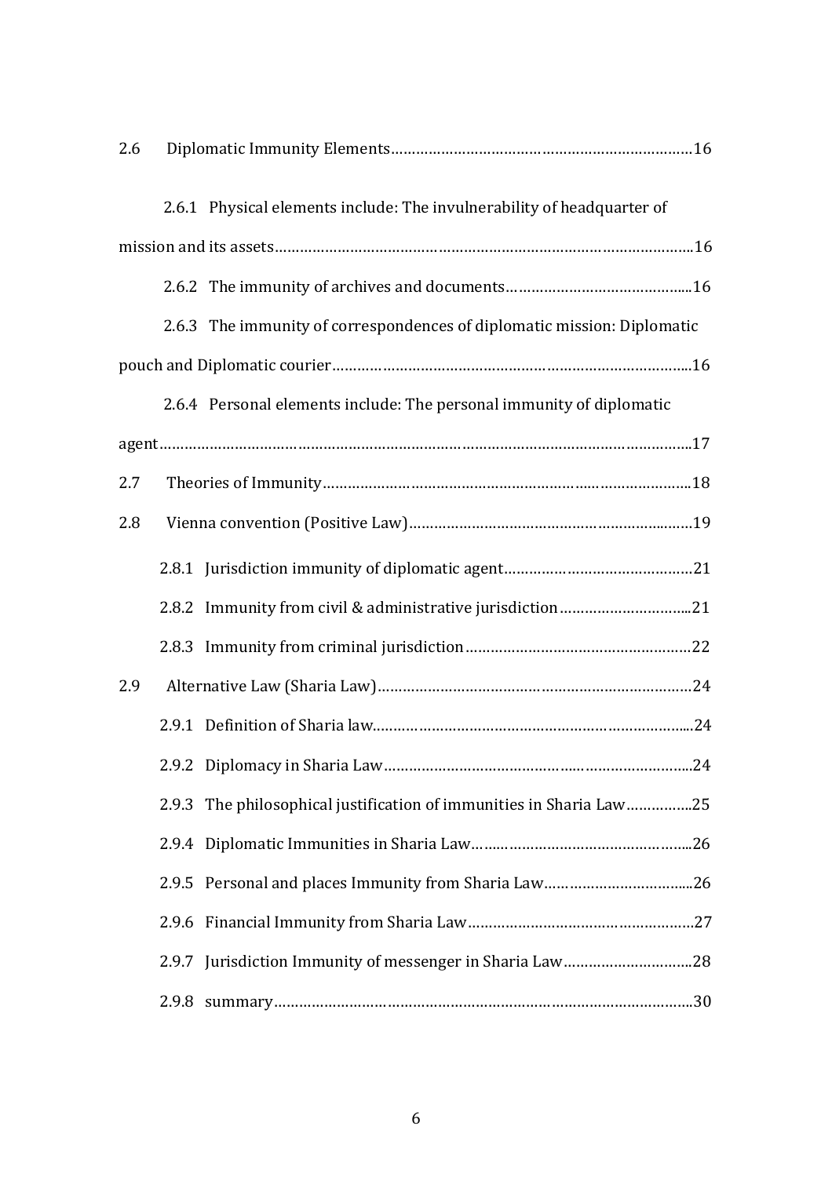2.6 Diagnostic Immunity Elements……………………………………………………………16

2.6.1 Physical elements include: The invulnerability of headquarter of mission and its assets………………………………………………………………………………………..16

2.6.2 The immunity of archives and documents……………………………………...16

2.6.3 The immunity of correspondences of diplomatic mission: Diplomatic pouch and Diplomatic courier…………………………………………………………………………...16

2.6.4 Personal elements include: The personal immunity of diplomatic agent………………………………………………………………………………………………………..17

2.7 Theories of Immunity…………………………………………………………………………..18

2.8 Vienna convention (Positive Law)………………………………………………………...19

2.8.1 Jurisdiction immunity of diplomatic agent………………………………………21

2.8.2 Immunity from civil & administrative jurisdiction…………………………...21

2.8.3 Immunity from criminal jurisdiction………………………………………………22

2.9 Alternative Law (Sharia Law)………………………………………………………………24

2.9.1 Definition of Sharia law………………………………………………………………...24

2.9.2 Diplomacy in Sharia Law……………………………………………………………...24

2.9.3 The philosophical justification of immunities in Sharia Law……………..25

2.9.4 Diplomatic Immunities in Sharia Law…….…………………………………….....26

2.9.5 Personal and places Immunity from Sharia Law……………………………....26

2.9.6 Financial Immunity from Sharia Law………………………………………………27

2.9.7 Jurisdiction Immunity of messenger in Sharia Law…………………………..28

2.9.8 summary…………………………………………………………………………………...30

2.6 Diplomatic Immunity Elements……………………………………………………………16

2.6.1 Physical elements include: The invulnerability of headquarter of mission and its assets………………………………………………………………………………………..16

2.6.2 The immunity of archives and documents……………………………………...16

2.6.3 The immunity of correspondences of diplomatic mission: Diplomatic pouch and Diplomatic courier…………………………………………………………………………...16

2.6.4 Personal elements include: The personal immunity of diplomatic agent………………………………………………………………………………………………………..17

2.7 Theories of Immunity…………………………………………………………………………..18

2.8 Vienna convention (Positive Law)………………………………………………………...19

2.8.1 Jurisdiction immunity of diplomatic agent………………………………………21

2.8.2 Immunity from civil & administrative jurisdiction…………………………...21

2.8.3 Immunity from criminal jurisdiction………………………………………………22

2.9 Alternative Law (Sharia Law)………………………………………………………………24

2.9.1 Definition of Sharia law………………………………………………………………...24

2.9.2 Diplomacy in Sharia Law……………………………………………………………...24

2.9.3 The philosophical justification of immunities in Sharia Law……………..25

2.9.4 Diplomatic Immunities in Sharia Law…….…………………………………….....26

2.9.5 Personal and places Immunity from Sharia Law……………………………....26

2.9.6 Financial Immunity from Sharia Law………………………………………………27

2.9.7 Jurisdiction Immunity of messenger in Sharia Law…………………………..28

2.9.8 summary…………………………………………………………………………………...30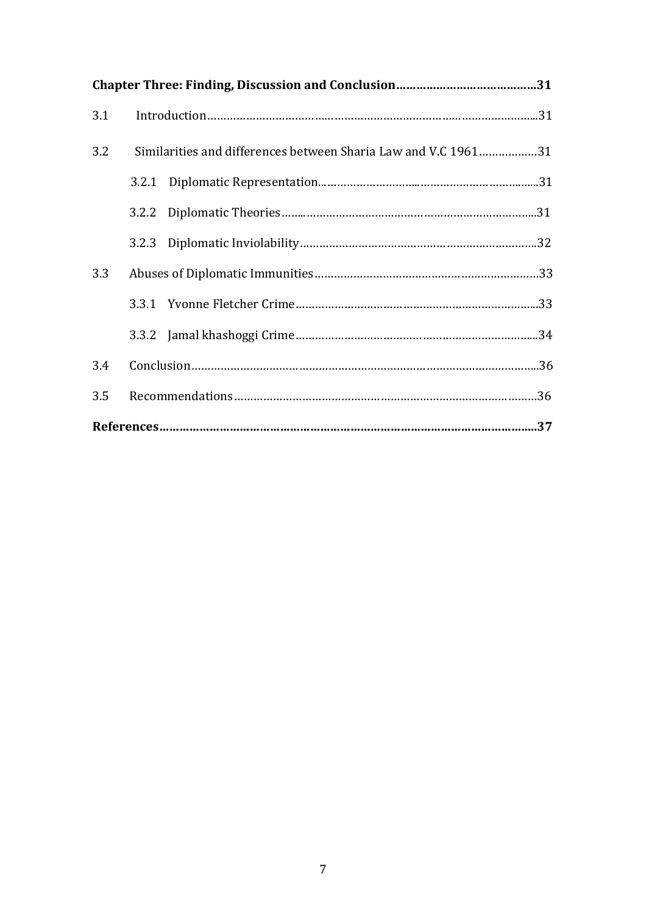| | |
|---|---|
| **Chapter Three: Finding, Discussion and Conclusion** | **31** |
| 3.1 Introduction | 31 |
| 3.2 Similarities and differences between Sharia Law and V.C 1961 | 31 |
| 3.2.1 Diplomatic Representation | 31 |
| 3.2.2 Diplomatic Theories | 31 |
| 3.2.3 Diplomatic Inviolability | 32 |
| 3.3 Abuses of Diplomatic Immunities | 33 |
| 3.3.1 Yvonne Fletcher Crime | 33 |
| 3.3.2 Jamal khashoggi Crime | 34 |
| 3.4 Conclusion | 36 |
| 3.5 Recommendations | 36 |
| **References** | **37** |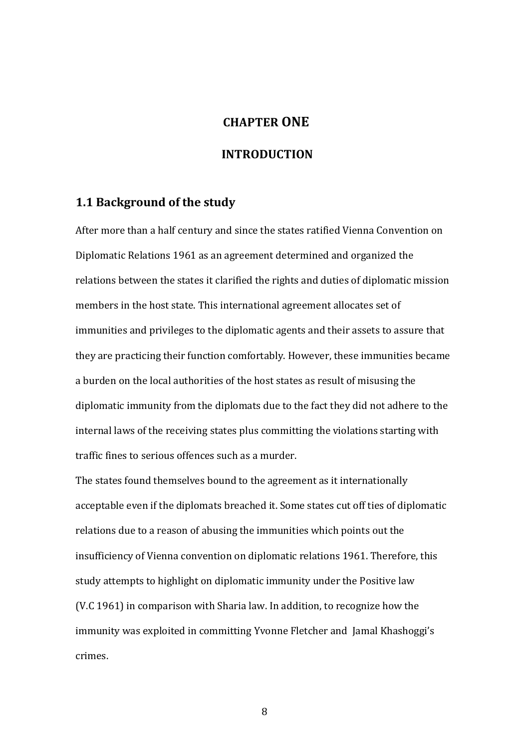# CHAPTER ONE

# INTRODUCTION

## 1.1 Background of the study

After more than a half century and since the states ratified Vienna Convention on Diplomatic Relations 1961 as an agreement determined and organized the relations between the states it clarified the rights and duties of diplomatic mission members in the host state. This international agreement allocates set of immunities and privileges to the diplomatic agents and their assets to assure that they are practicing their function comfortably. However, these immunities became a burden on the local authorities of the host states as result of misusing the diplomatic immunity from the diplomats due to the fact they did not adhere to the internal laws of the receiving states plus committing the violations starting with traffic fines to serious offences such as a murder.

The states found themselves bound to the agreement as it internationally acceptable even if the diplomats breached it. Some states cut off ties of diplomatic relations due to a reason of abusing the immunities which points out the insufficiency of Vienna convention on diplomatic relations 1961. Therefore, this study attempts to highlight on diplomatic immunity under the Positive law (V.C 1961) in comparison with Sharia law. In addition, to recognize how the immunity was exploited in committing Yvonne Fletcher and Jamal Khashoggi's crimes.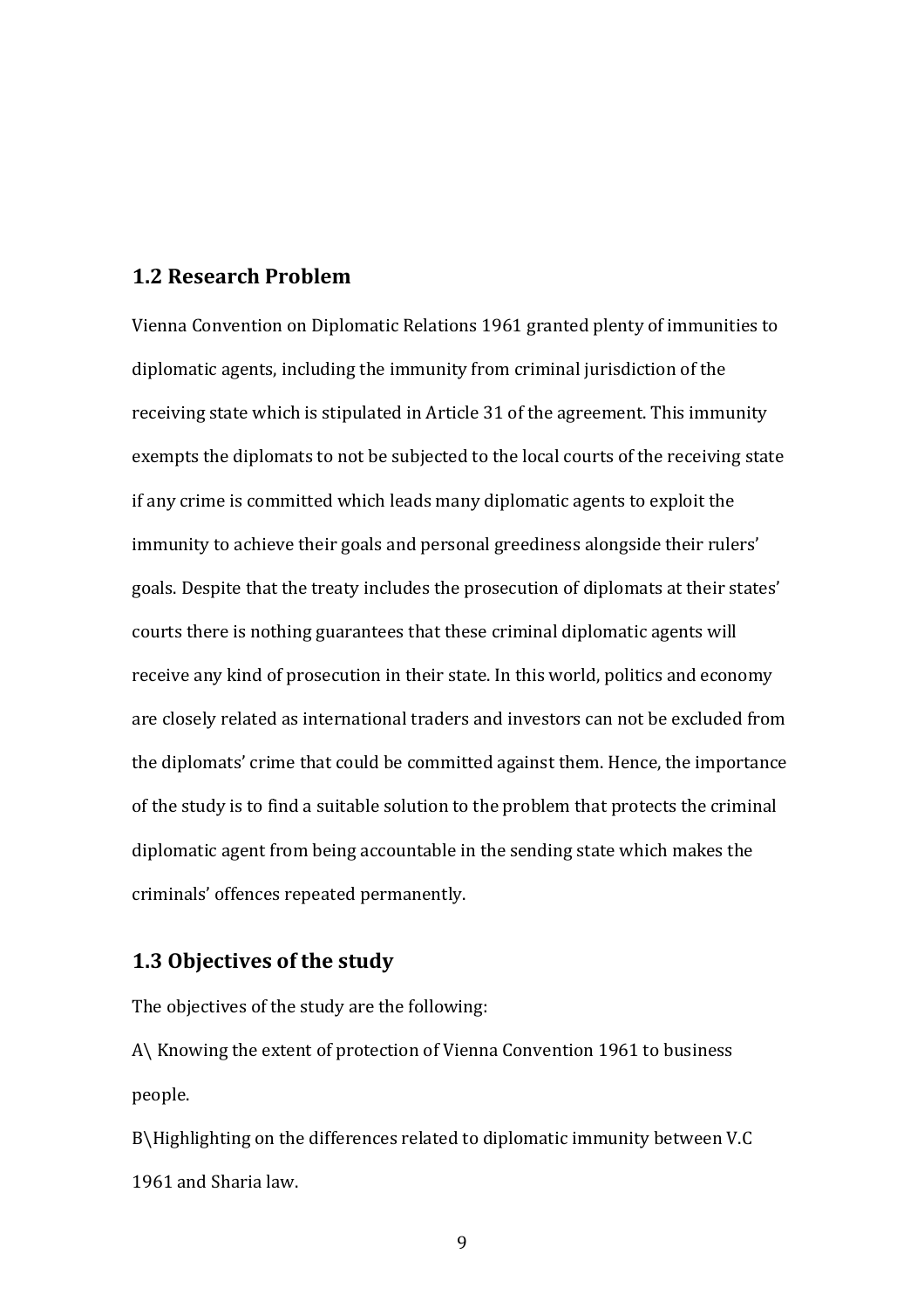## 1.2 Research Problem

Vienna Convention on Diplomatic Relations 1961 granted plenty of immunities to diplomatic agents, including the immunity from criminal jurisdiction of the receiving state which is stipulated in Article 31 of the agreement. This immunity exempts the diplomats to not be subjected to the local courts of the receiving state if any crime is committed which leads many diplomatic agents to exploit the immunity to achieve their goals and personal greediness alongside their rulers' goals. Despite that the treaty includes the prosecution of diplomats at their states' courts there is nothing guarantees that these criminal diplomatic agents will receive any kind of prosecution in their state. In this world, politics and economy are closely related as international traders and investors can not be excluded from the diplomats' crime that could be committed against them. Hence, the importance of the study is to find a suitable solution to the problem that protects the criminal diplomatic agent from being accountable in the sending state which makes the criminals' offences repeated permanently.

## 1.3 Objectives of the study

The objectives of the study are the following:

A\ Knowing the extent of protection of Vienna Convention 1961 to business people.

B\Highlighting on the differences related to diplomatic immunity between V.C 1961 and Sharia law.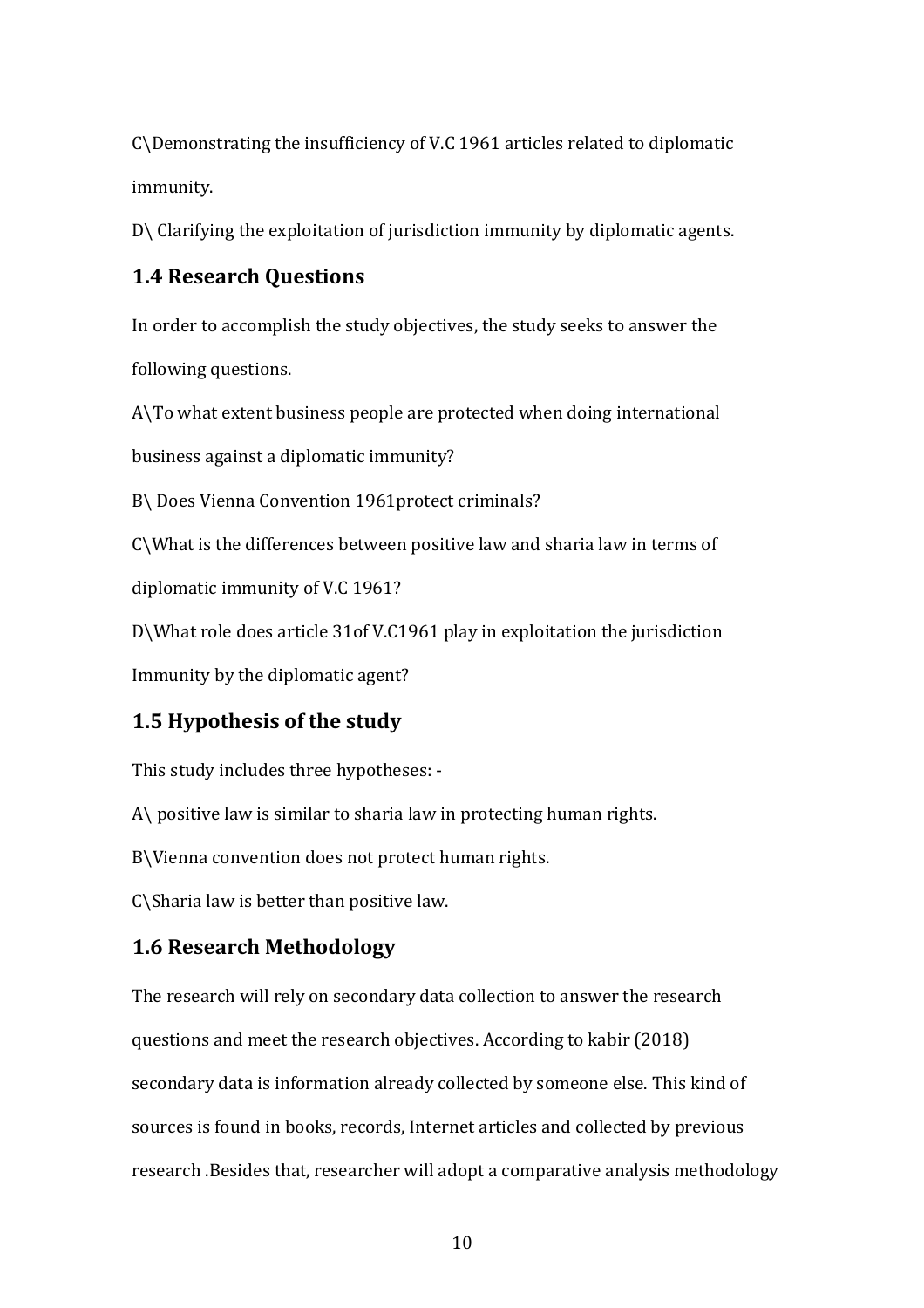C\Demonstrating the insufficiency of V.C 1961 articles related to diplomatic immunity.

D\ Clarifying the exploitation of jurisdiction immunity by diplomatic agents.

### 1.4 Research Questions

In order to accomplish the study objectives, the study seeks to answer the following questions.

A\To what extent business people are protected when doing international business against a diplomatic immunity?

B\ Does Vienna Convention 1961protect criminals?

C\What is the differences between positive law and sharia law in terms of diplomatic immunity of V.C 1961?

D\What role does article 31of V.C1961 play in exploitation the jurisdiction Immunity by the diplomatic agent?

### 1.5 Hypothesis of the study

This study includes three hypotheses: -

A\ positive law is similar to sharia law in protecting human rights.

B\Vienna convention does not protect human rights.

C\Sharia law is better than positive law.

### 1.6 Research Methodology

The research will rely on secondary data collection to answer the research questions and meet the research objectives. According to kabir (2018) secondary data is information already collected by someone else. This kind of sources is found in books, records, Internet articles and collected by previous research .Besides that, researcher will adopt a comparative analysis methodology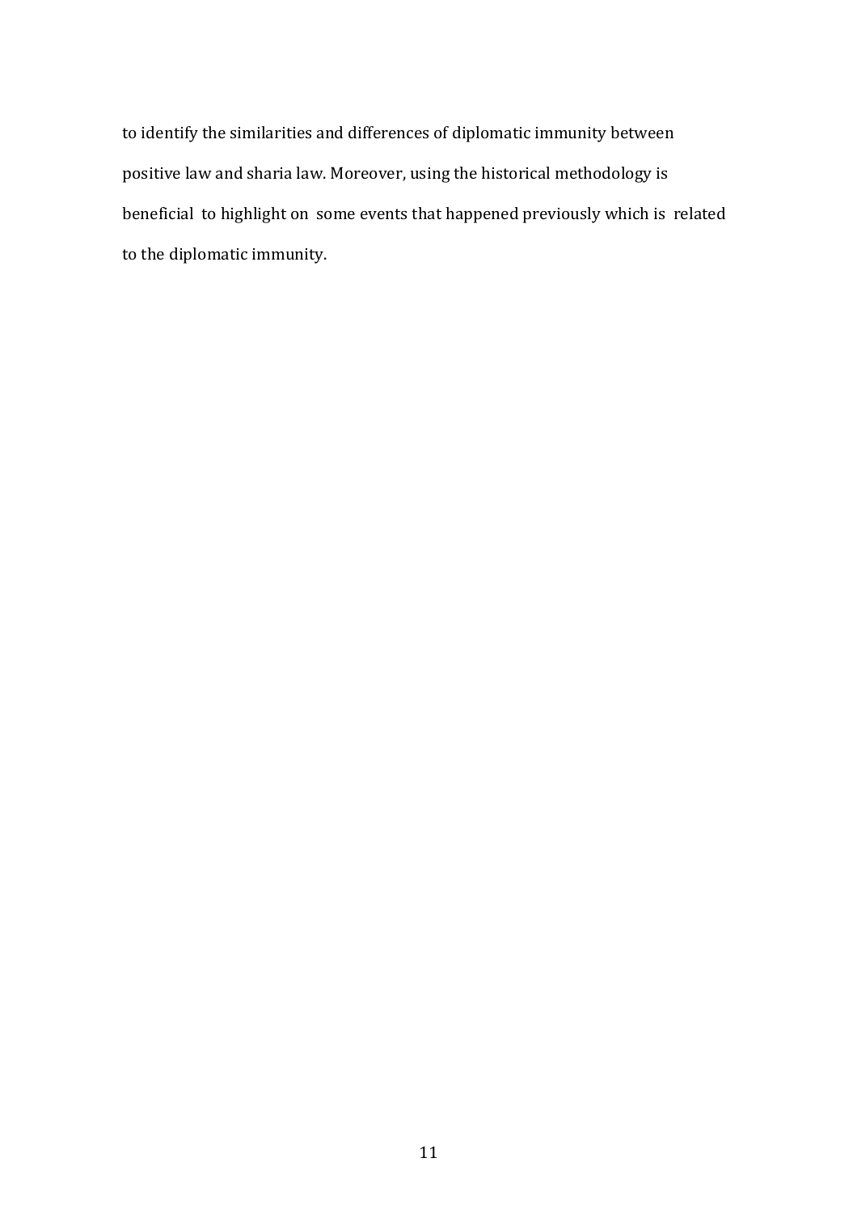to identify the similarities and differences of diplomatic immunity between positive law and sharia law. Moreover, using the historical methodology is beneficial to highlight on some events that happened previously which is related to the diplomatic immunity.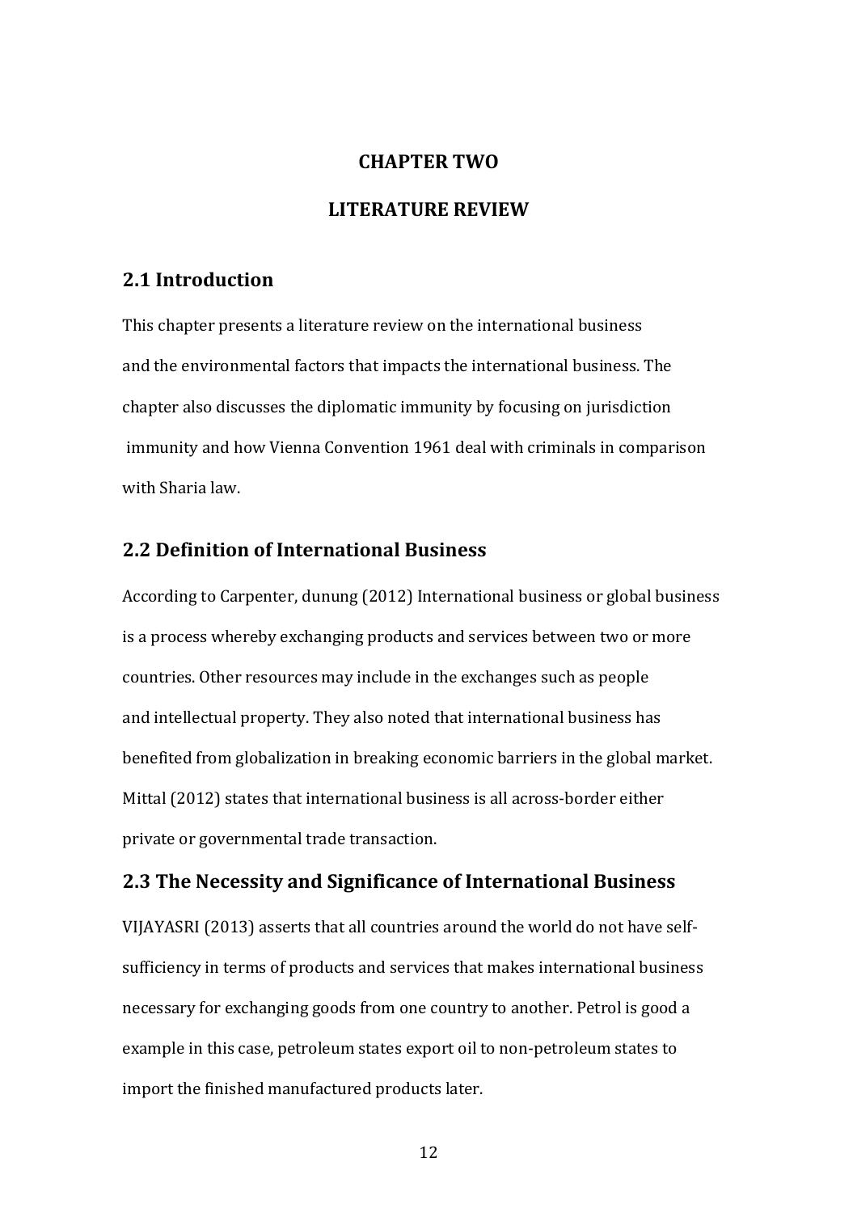# CHAPTER TWO

# LITERATURE REVIEW

## 2.1 Introduction

This chapter presents a literature review on the international business and the environmental factors that impacts the international business. The chapter also discusses the diplomatic immunity by focusing on jurisdiction immunity and how Vienna Convention 1961 deal with criminals in comparison with Sharia law.

## 2.2 Definition of International Business

According to Carpenter, dunung (2012) International business or global business is a process whereby exchanging products and services between two or more countries. Other resources may include in the exchanges such as people and intellectual property. They also noted that international business has benefited from globalization in breaking economic barriers in the global market. Mittal (2012) states that international business is all across-border either private or governmental trade transaction.

## 2.3 The Necessity and Significance of International Business

VIJAYASRI (2013) asserts that all countries around the world do not have self-sufficiency in terms of products and services that makes international business necessary for exchanging goods from one country to another. Petrol is good a example in this case, petroleum states export oil to non-petroleum states to import the finished manufactured products later.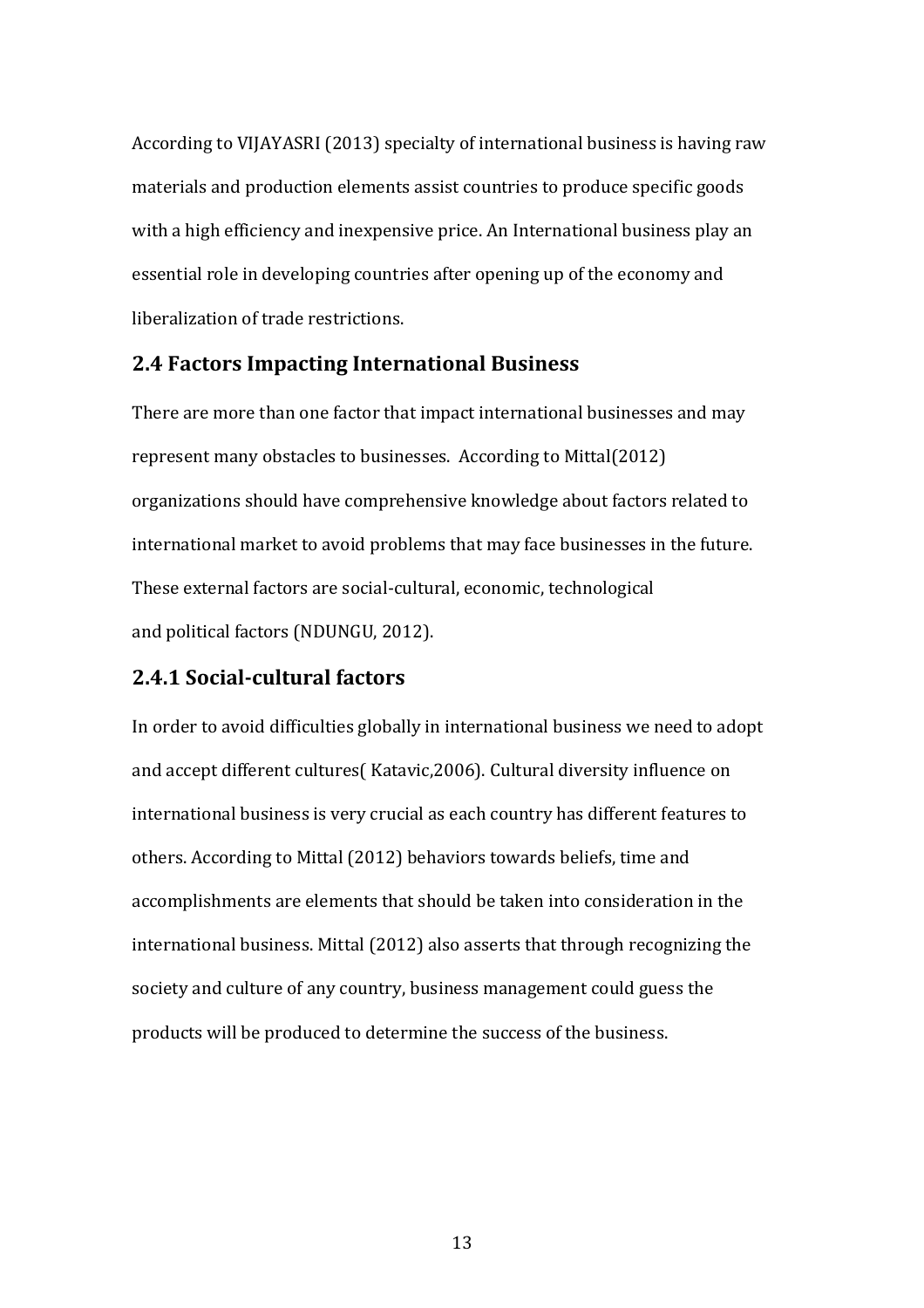According to VIJAYASRI (2013) specialty of international business is having raw materials and production elements assist countries to produce specific goods with a high efficiency and inexpensive price. An International business play an essential role in developing countries after opening up of the economy and liberalization of trade restrictions.

## 2.4 Factors Impacting International Business

There are more than one factor that impact international businesses and may represent many obstacles to businesses. According to Mittal(2012) organizations should have comprehensive knowledge about factors related to international market to avoid problems that may face businesses in the future. These external factors are social-cultural, economic, technological and political factors (NDUNGU, 2012).

### 2.4.1 Social-cultural factors

In order to avoid difficulties globally in international business we need to adopt and accept different cultures( Katavic,2006). Cultural diversity influence on international business is very crucial as each country has different features to others. According to Mittal (2012) behaviors towards beliefs, time and accomplishments are elements that should be taken into consideration in the international business. Mittal (2012) also asserts that through recognizing the society and culture of any country, business management could guess the products will be produced to determine the success of the business.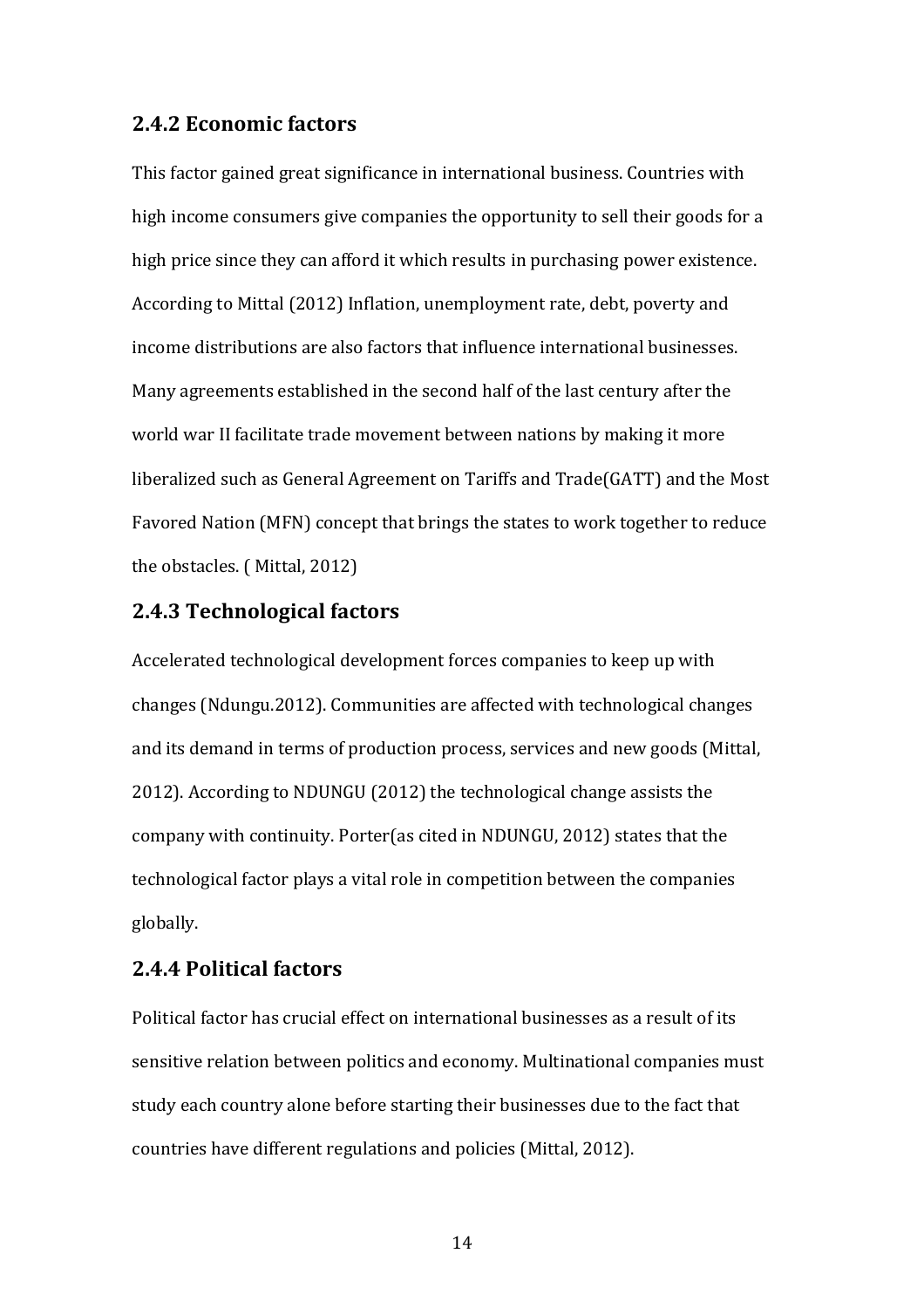### 2.4.2 Economic factors

This factor gained great significance in international business. Countries with high income consumers give companies the opportunity to sell their goods for a high price since they can afford it which results in purchasing power existence. According to Mittal (2012) Inflation, unemployment rate, debt, poverty and income distributions are also factors that influence international businesses. Many agreements established in the second half of the last century after the world war II facilitate trade movement between nations by making it more liberalized such as General Agreement on Tariffs and Trade(GATT) and the Most Favored Nation (MFN) concept that brings the states to work together to reduce the obstacles. ( Mittal, 2012)

### 2.4.3 Technological factors

Accelerated technological development forces companies to keep up with changes (Ndungu.2012). Communities are affected with technological changes and its demand in terms of production process, services and new goods (Mittal, 2012). According to NDUNGU (2012) the technological change assists the company with continuity. Porter(as cited in NDUNGU, 2012) states that the technological factor plays a vital role in competition between the companies globally.

### 2.4.4 Political factors

Political factor has crucial effect on international businesses as a result of its sensitive relation between politics and economy. Multinational companies must study each country alone before starting their businesses due to the fact that countries have different regulations and policies (Mittal, 2012).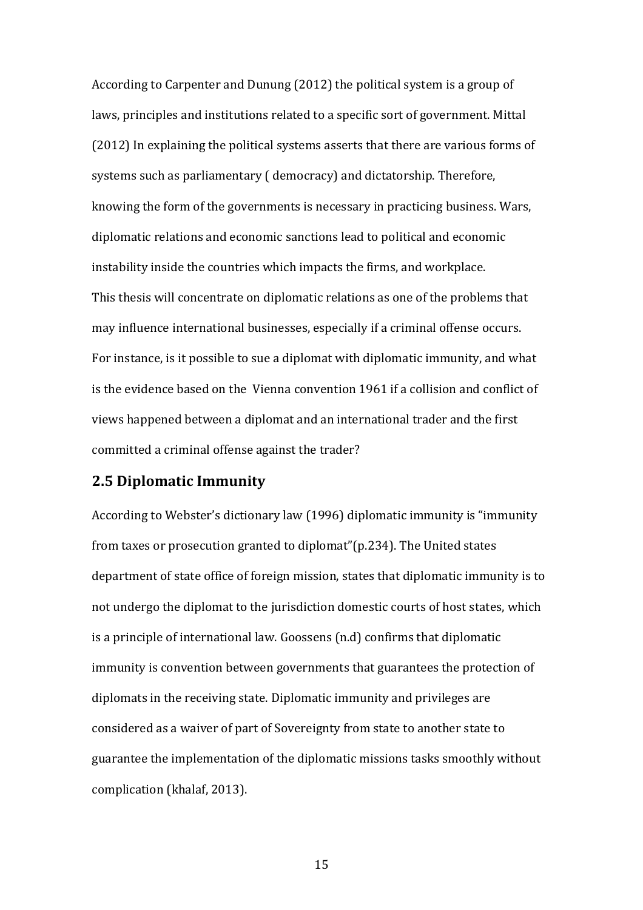According to Carpenter and Dunung (2012) the political system is a group of laws, principles and institutions related to a specific sort of government. Mittal (2012) In explaining the political systems asserts that there are various forms of systems such as parliamentary ( democracy) and dictatorship. Therefore, knowing the form of the governments is necessary in practicing business. Wars, diplomatic relations and economic sanctions lead to political and economic instability inside the countries which impacts the firms, and workplace.
This thesis will concentrate on diplomatic relations as one of the problems that may influence international businesses, especially if a criminal offense occurs. For instance, is it possible to sue a diplomat with diplomatic immunity, and what is the evidence based on the Vienna convention 1961 if a collision and conflict of views happened between a diplomat and an international trader and the first committed a criminal offense against the trader?

## 2.5 Diplomatic Immunity

According to Webster's dictionary law (1996) diplomatic immunity is "immunity from taxes or prosecution granted to diplomat"(p.234). The United states department of state office of foreign mission, states that diplomatic immunity is to not undergo the diplomat to the jurisdiction domestic courts of host states, which is a principle of international law. Goossens (n.d) confirms that diplomatic immunity is convention between governments that guarantees the protection of diplomats in the receiving state. Diplomatic immunity and privileges are considered as a waiver of part of Sovereignty from state to another state to guarantee the implementation of the diplomatic missions tasks smoothly without complication (khalaf, 2013).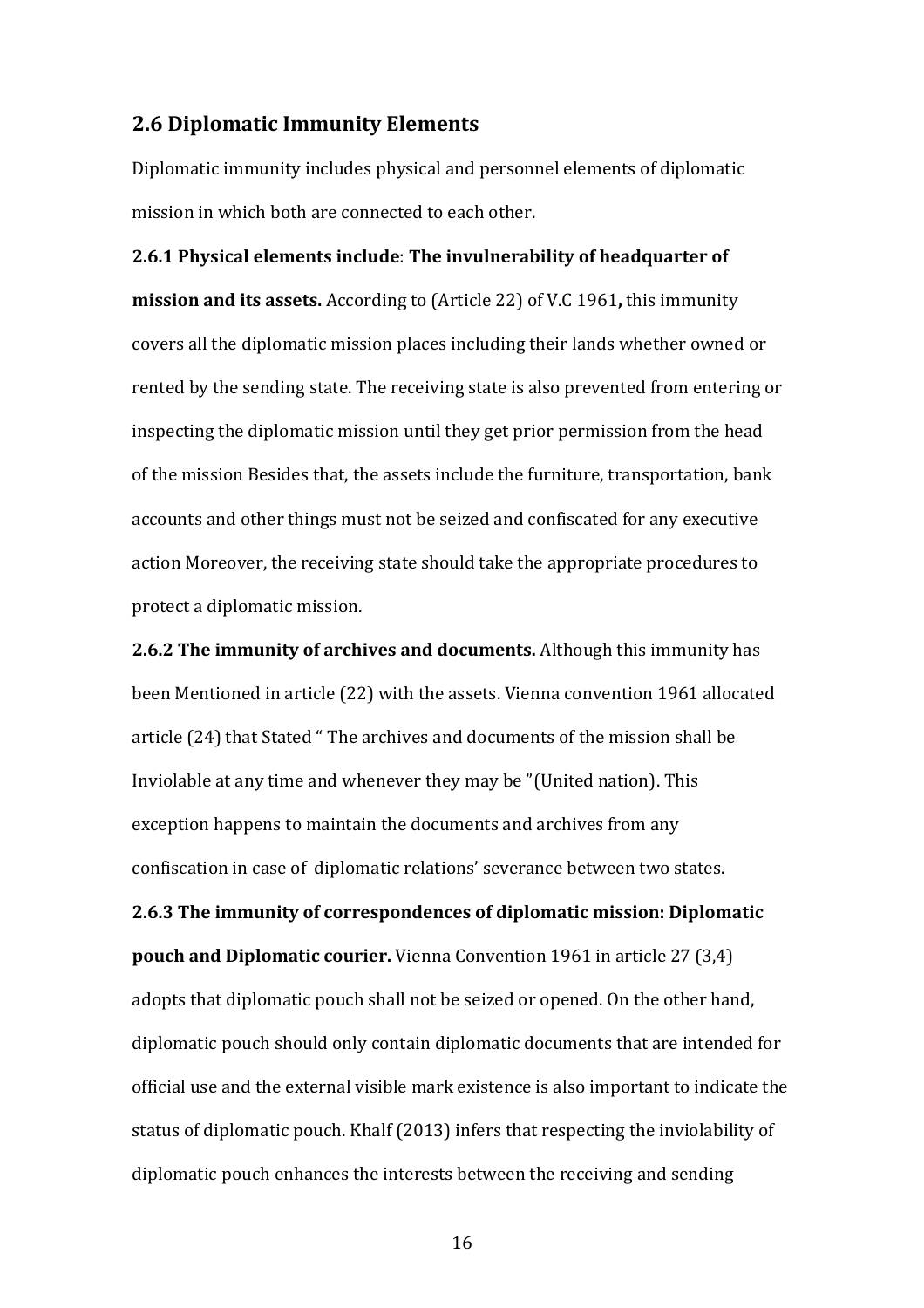## 2.6 Diplomatic Immunity Elements

Diplomatic immunity includes physical and personnel elements of diplomatic mission in which both are connected to each other.

**2.6.1 Physical elements include**: **The invulnerability of headquarter of mission and its assets.** According to (Article 22) of V.C 1961**,** this immunity covers all the diplomatic mission places including their lands whether owned or rented by the sending state. The receiving state is also prevented from entering or inspecting the diplomatic mission until they get prior permission from the head of the mission Besides that, the assets include the furniture, transportation, bank accounts and other things must not be seized and confiscated for any executive action Moreover, the receiving state should take the appropriate procedures to protect a diplomatic mission.

**2.6.2 The immunity of archives and documents.** Although this immunity has been Mentioned in article (22) with the assets. Vienna convention 1961 allocated article (24) that Stated " The archives and documents of the mission shall be Inviolable at any time and whenever they may be "(United nation). This exception happens to maintain the documents and archives from any confiscation in case of diplomatic relations' severance between two states.

**2.6.3 The immunity of correspondences of diplomatic mission: Diplomatic pouch and Diplomatic courier.** Vienna Convention 1961 in article 27 (3,4) adopts that diplomatic pouch shall not be seized or opened. On the other hand, diplomatic pouch should only contain diplomatic documents that are intended for official use and the external visible mark existence is also important to indicate the status of diplomatic pouch. Khalf (2013) infers that respecting the inviolability of diplomatic pouch enhances the interests between the receiving and sending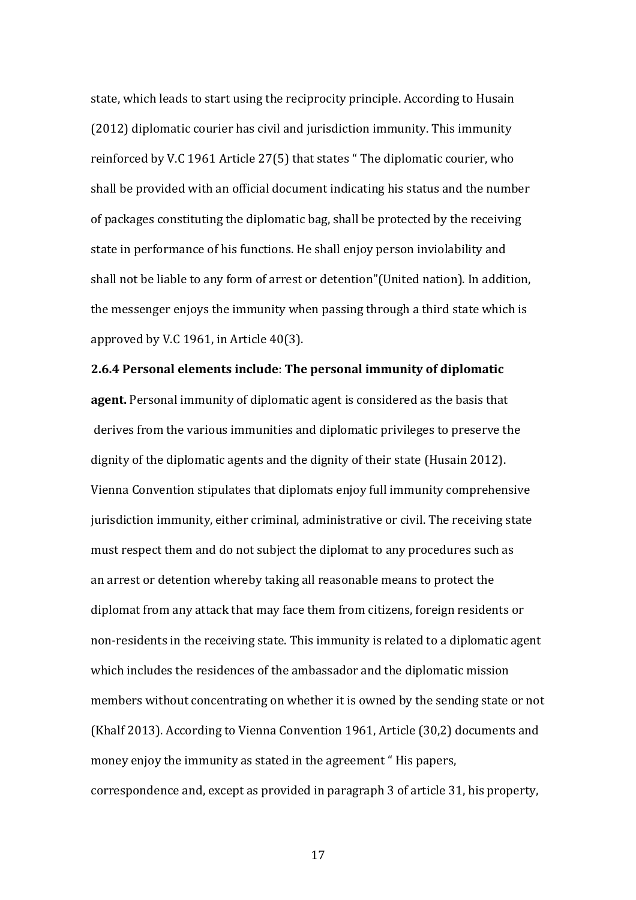state, which leads to start using the reciprocity principle. According to Husain (2012) diplomatic courier has civil and jurisdiction immunity. This immunity reinforced by V.C 1961 Article 27(5) that states " The diplomatic courier, who shall be provided with an official document indicating his status and the number of packages constituting the diplomatic bag, shall be protected by the receiving state in performance of his functions. He shall enjoy person inviolability and shall not be liable to any form of arrest or detention"(United nation). In addition, the messenger enjoys the immunity when passing through a third state which is approved by V.C 1961, in Article 40(3).

**2.6.4 Personal elements include**: **The personal immunity of diplomatic agent.** Personal immunity of diplomatic agent is considered as the basis that derives from the various immunities and diplomatic privileges to preserve the dignity of the diplomatic agents and the dignity of their state (Husain 2012). Vienna Convention stipulates that diplomats enjoy full immunity comprehensive jurisdiction immunity, either criminal, administrative or civil. The receiving state must respect them and do not subject the diplomat to any procedures such as an arrest or detention whereby taking all reasonable means to protect the diplomat from any attack that may face them from citizens, foreign residents or non-residents in the receiving state. This immunity is related to a diplomatic agent which includes the residences of the ambassador and the diplomatic mission members without concentrating on whether it is owned by the sending state or not (Khalf 2013). According to Vienna Convention 1961, Article (30,2) documents and money enjoy the immunity as stated in the agreement " His papers, correspondence and, except as provided in paragraph 3 of article 31, his property,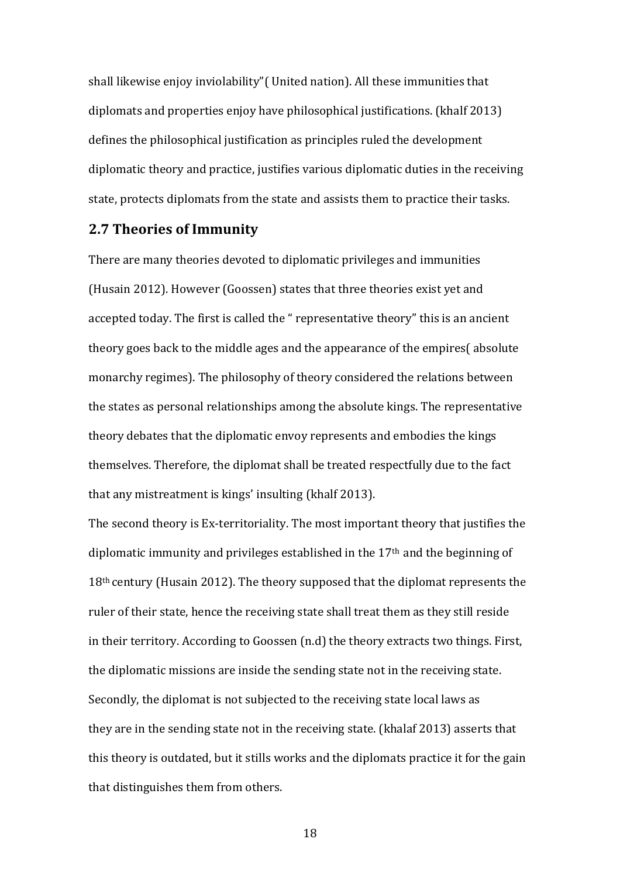shall likewise enjoy inviolability"( United nation). All these immunities that diplomats and properties enjoy have philosophical justifications. (khalf 2013) defines the philosophical justification as principles ruled the development diplomatic theory and practice, justifies various diplomatic duties in the receiving state, protects diplomats from the state and assists them to practice their tasks.

## 2.7 Theories of Immunity

There are many theories devoted to diplomatic privileges and immunities (Husain 2012). However (Goossen) states that three theories exist yet and accepted today. The first is called the " representative theory" this is an ancient theory goes back to the middle ages and the appearance of the empires( absolute monarchy regimes). The philosophy of theory considered the relations between the states as personal relationships among the absolute kings. The representative theory debates that the diplomatic envoy represents and embodies the kings themselves. Therefore, the diplomat shall be treated respectfully due to the fact that any mistreatment is kings' insulting (khalf 2013).

The second theory is Ex-territoriality. The most important theory that justifies the diplomatic immunity and privileges established in the 17th and the beginning of 18th century (Husain 2012). The theory supposed that the diplomat represents the ruler of their state, hence the receiving state shall treat them as they still reside in their territory. According to Goossen (n.d) the theory extracts two things. First, the diplomatic missions are inside the sending state not in the receiving state. Secondly, the diplomat is not subjected to the receiving state local laws as they are in the sending state not in the receiving state. (khalaf 2013) asserts that this theory is outdated, but it stills works and the diplomats practice it for the gain that distinguishes them from others.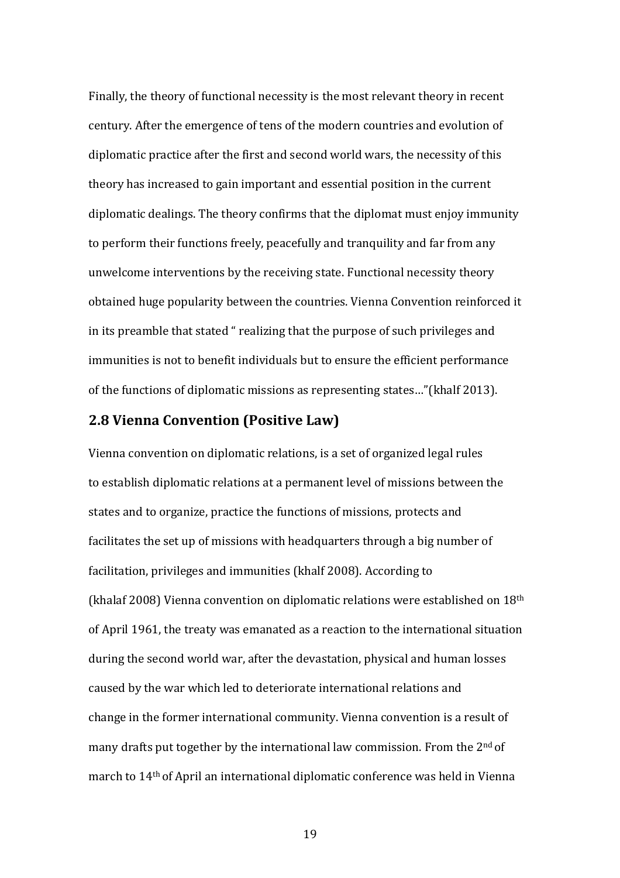Finally, the theory of functional necessity is the most relevant theory in recent century. After the emergence of tens of the modern countries and evolution of diplomatic practice after the first and second world wars, the necessity of this theory has increased to gain important and essential position in the current diplomatic dealings. The theory confirms that the diplomat must enjoy immunity to perform their functions freely, peacefully and tranquility and far from any unwelcome interventions by the receiving state. Functional necessity theory obtained huge popularity between the countries. Vienna Convention reinforced it in its preamble that stated " realizing that the purpose of such privileges and immunities is not to benefit individuals but to ensure the efficient performance of the functions of diplomatic missions as representing states…"(khalf 2013).

## 2.8 Vienna Convention (Positive Law)

Vienna convention on diplomatic relations, is a set of organized legal rules to establish diplomatic relations at a permanent level of missions between the states and to organize, practice the functions of missions, protects and facilitates the set up of missions with headquarters through a big number of facilitation, privileges and immunities (khalf 2008). According to (khalaf 2008) Vienna convention on diplomatic relations were established on 18th of April 1961, the treaty was emanated as a reaction to the international situation during the second world war, after the devastation, physical and human losses caused by the war which led to deteriorate international relations and change in the former international community. Vienna convention is a result of many drafts put together by the international law commission. From the 2nd of march to 14th of April an international diplomatic conference was held in Vienna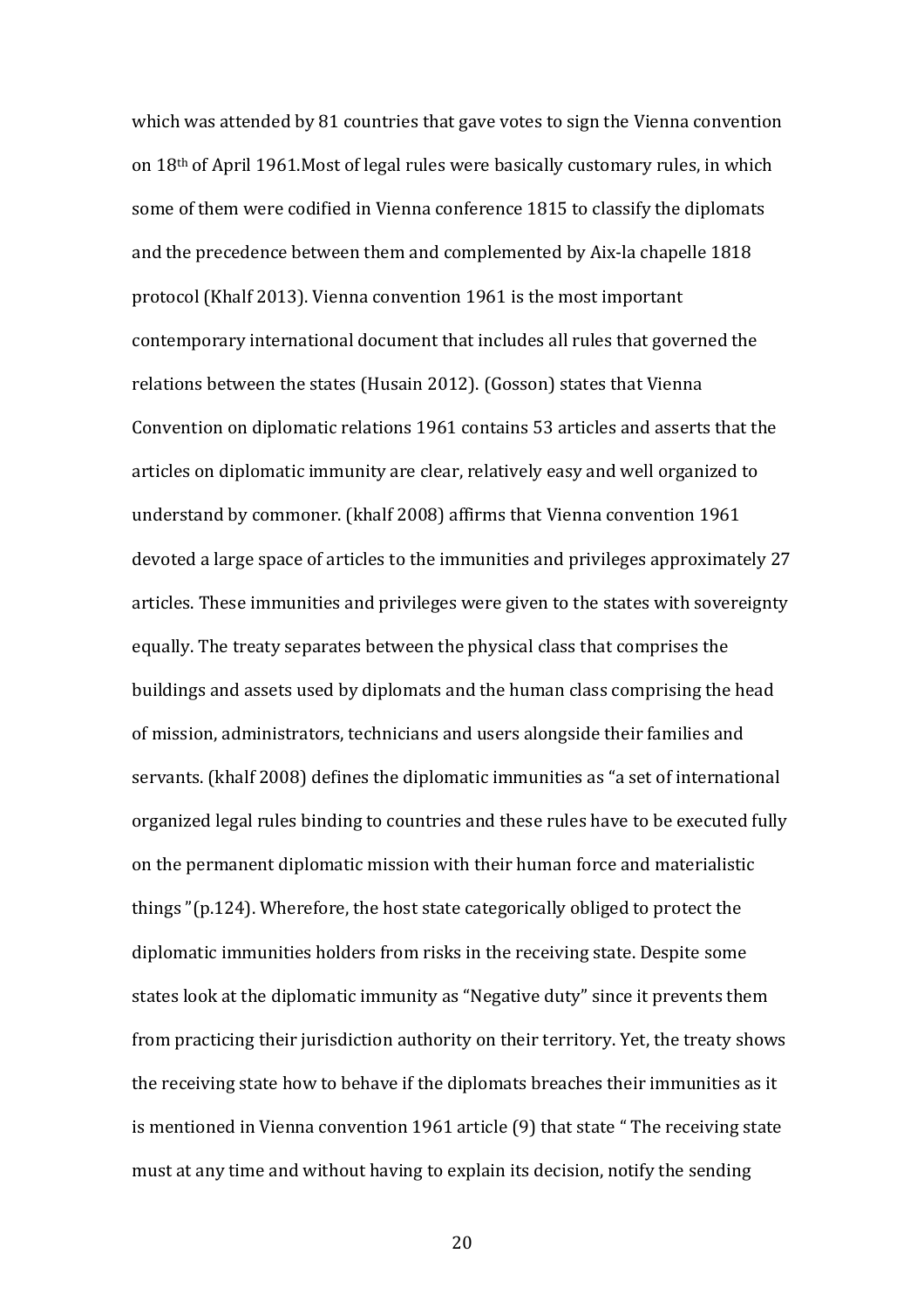which was attended by 81 countries that gave votes to sign the Vienna convention on 18th of April 1961.Most of legal rules were basically customary rules, in which some of them were codified in Vienna conference 1815 to classify the diplomats and the precedence between them and complemented by Aix-la chapelle 1818 protocol (Khalf 2013). Vienna convention 1961 is the most important contemporary international document that includes all rules that governed the relations between the states (Husain 2012). (Gosson) states that Vienna Convention on diplomatic relations 1961 contains 53 articles and asserts that the articles on diplomatic immunity are clear, relatively easy and well organized to understand by commoner. (khalf 2008) affirms that Vienna convention 1961 devoted a large space of articles to the immunities and privileges approximately 27 articles. These immunities and privileges were given to the states with sovereignty equally. The treaty separates between the physical class that comprises the buildings and assets used by diplomats and the human class comprising the head of mission, administrators, technicians and users alongside their families and servants. (khalf 2008) defines the diplomatic immunities as "a set of international organized legal rules binding to countries and these rules have to be executed fully on the permanent diplomatic mission with their human force and materialistic things "(p.124). Wherefore, the host state categorically obliged to protect the diplomatic immunities holders from risks in the receiving state. Despite some states look at the diplomatic immunity as "Negative duty" since it prevents them from practicing their jurisdiction authority on their territory. Yet, the treaty shows the receiving state how to behave if the diplomats breaches their immunities as it is mentioned in Vienna convention 1961 article (9) that state " The receiving state must at any time and without having to explain its decision, notify the sending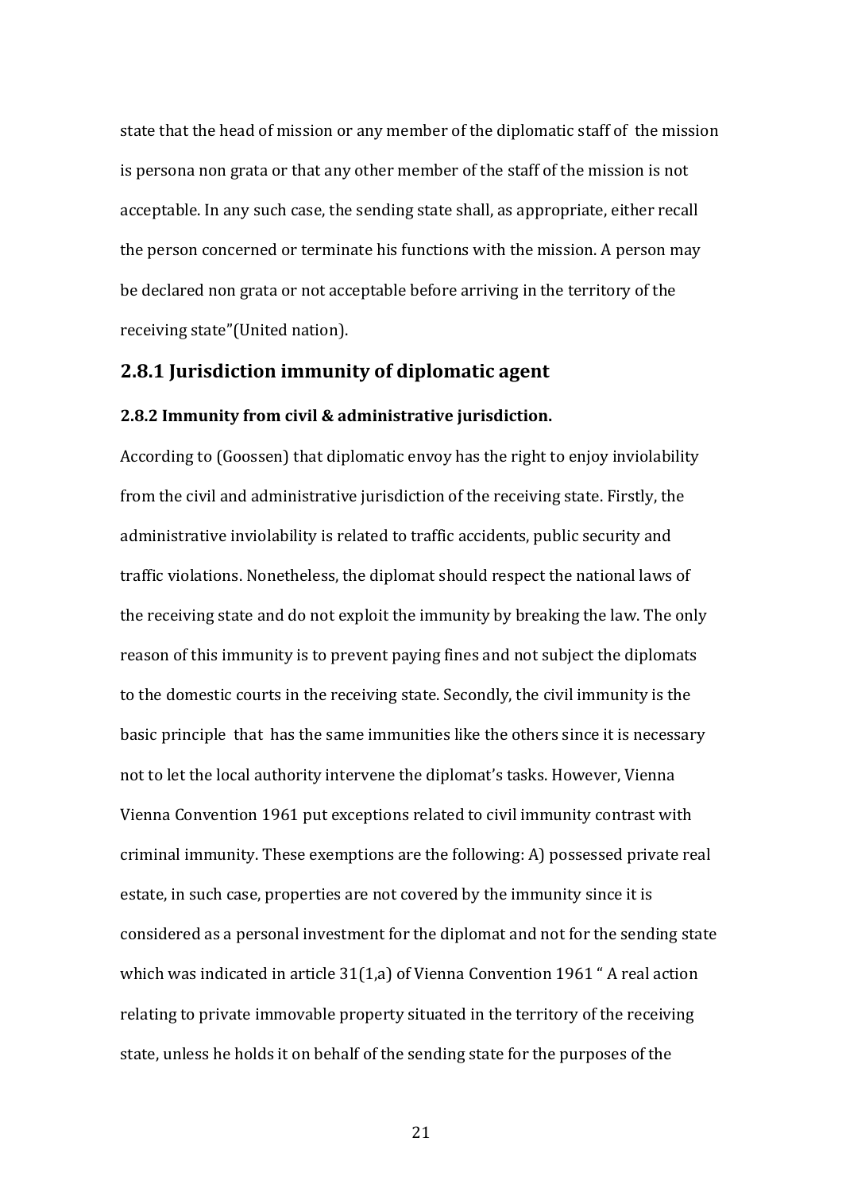state that the head of mission or any member of the diplomatic staff of the mission is persona non grata or that any other member of the staff of the mission is not acceptable. In any such case, the sending state shall, as appropriate, either recall the person concerned or terminate his functions with the mission. A person may be declared non grata or not acceptable before arriving in the territory of the receiving state"(United nation).

### 2.8.1 Jurisdiction immunity of diplomatic agent

#### 2.8.2 Immunity from civil & administrative jurisdiction.

According to (Goossen) that diplomatic envoy has the right to enjoy inviolability from the civil and administrative jurisdiction of the receiving state. Firstly, the administrative inviolability is related to traffic accidents, public security and traffic violations. Nonetheless, the diplomat should respect the national laws of the receiving state and do not exploit the immunity by breaking the law. The only reason of this immunity is to prevent paying fines and not subject the diplomats to the domestic courts in the receiving state. Secondly, the civil immunity is the basic principle that has the same immunities like the others since it is necessary not to let the local authority intervene the diplomat's tasks. However, Vienna Vienna Convention 1961 put exceptions related to civil immunity contrast with criminal immunity. These exemptions are the following: A) possessed private real estate, in such case, properties are not covered by the immunity since it is considered as a personal investment for the diplomat and not for the sending state which was indicated in article 31(1,a) of Vienna Convention 1961 " A real action relating to private immovable property situated in the territory of the receiving state, unless he holds it on behalf of the sending state for the purposes of the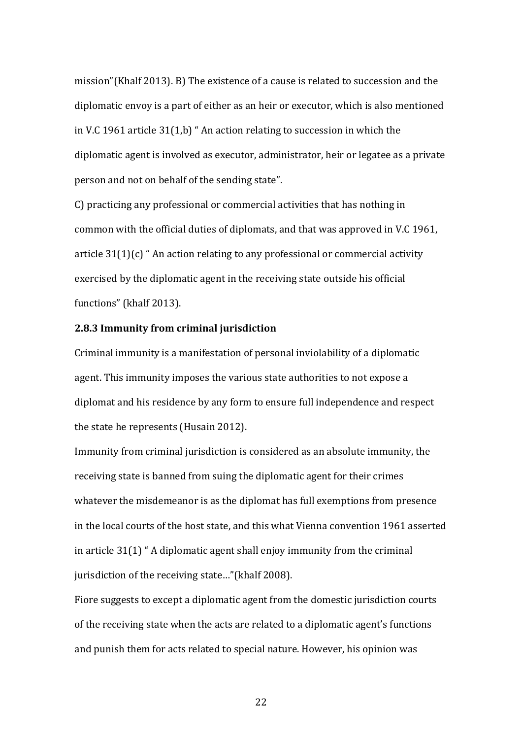mission"(Khalf 2013). B) The existence of a cause is related to succession and the diplomatic envoy is a part of either as an heir or executor, which is also mentioned in V.C 1961 article 31(1,b) " An action relating to succession in which the diplomatic agent is involved as executor, administrator, heir or legatee as a private person and not on behalf of the sending state".

C) practicing any professional or commercial activities that has nothing in common with the official duties of diplomats, and that was approved in V.C 1961, article 31(1)(c) " An action relating to any professional or commercial activity exercised by the diplomatic agent in the receiving state outside his official functions" (khalf 2013).

### 2.8.3 Immunity from criminal jurisdiction

Criminal immunity is a manifestation of personal inviolability of a diplomatic agent. This immunity imposes the various state authorities to not expose a diplomat and his residence by any form to ensure full independence and respect the state he represents (Husain 2012).

Immunity from criminal jurisdiction is considered as an absolute immunity, the receiving state is banned from suing the diplomatic agent for their crimes whatever the misdemeanor is as the diplomat has full exemptions from presence in the local courts of the host state, and this what Vienna convention 1961 asserted in article 31(1) " A diplomatic agent shall enjoy immunity from the criminal jurisdiction of the receiving state…"(khalf 2008).

Fiore suggests to except a diplomatic agent from the domestic jurisdiction courts of the receiving state when the acts are related to a diplomatic agent's functions and punish them for acts related to special nature. However, his opinion was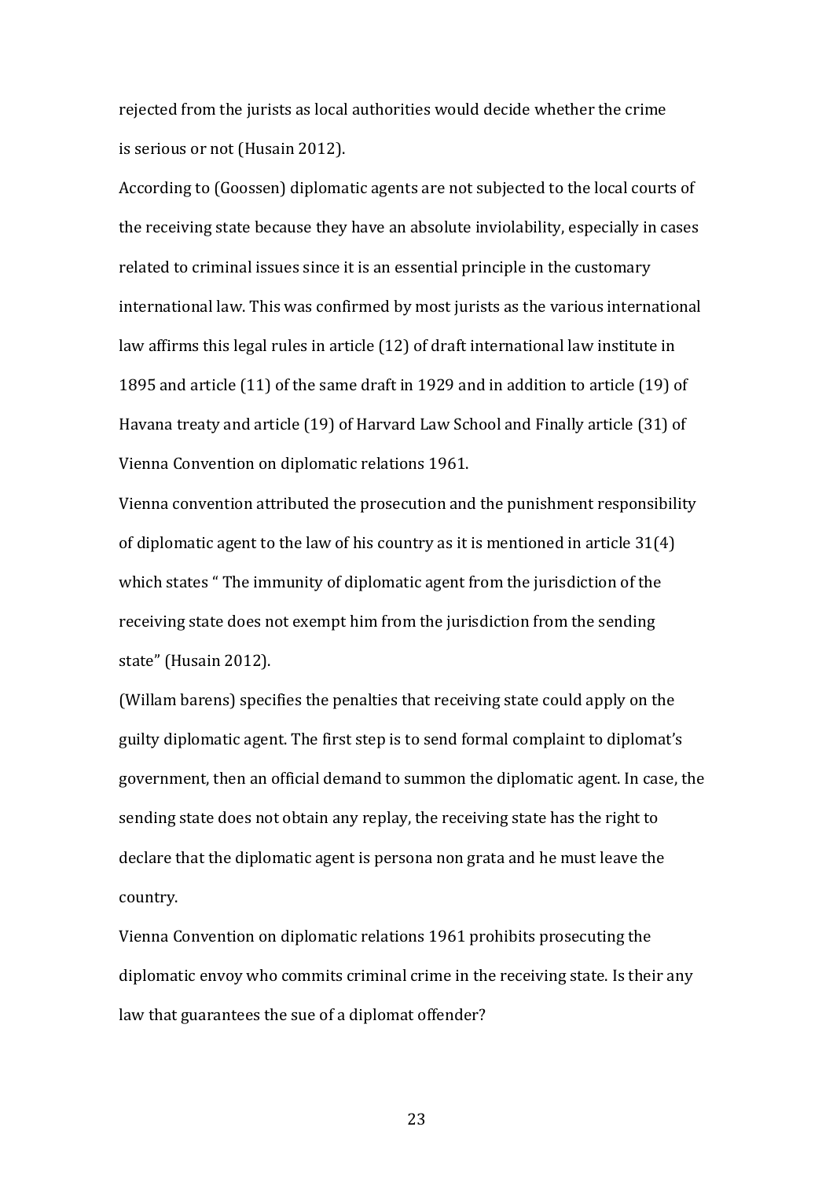rejected from the jurists as local authorities would decide whether the crime is serious or not (Husain 2012).

According to (Goossen) diplomatic agents are not subjected to the local courts of the receiving state because they have an absolute inviolability, especially in cases related to criminal issues since it is an essential principle in the customary international law. This was confirmed by most jurists as the various international law affirms this legal rules in article (12) of draft international law institute in 1895 and article (11) of the same draft in 1929 and in addition to article (19) of Havana treaty and article (19) of Harvard Law School and Finally article (31) of Vienna Convention on diplomatic relations 1961.

Vienna convention attributed the prosecution and the punishment responsibility of diplomatic agent to the law of his country as it is mentioned in article 31(4) which states " The immunity of diplomatic agent from the jurisdiction of the receiving state does not exempt him from the jurisdiction from the sending state" (Husain 2012).

(Willam barens) specifies the penalties that receiving state could apply on the guilty diplomatic agent. The first step is to send formal complaint to diplomat's government, then an official demand to summon the diplomatic agent. In case, the sending state does not obtain any replay, the receiving state has the right to declare that the diplomatic agent is persona non grata and he must leave the country.

Vienna Convention on diplomatic relations 1961 prohibits prosecuting the diplomatic envoy who commits criminal crime in the receiving state. Is their any law that guarantees the sue of a diplomat offender?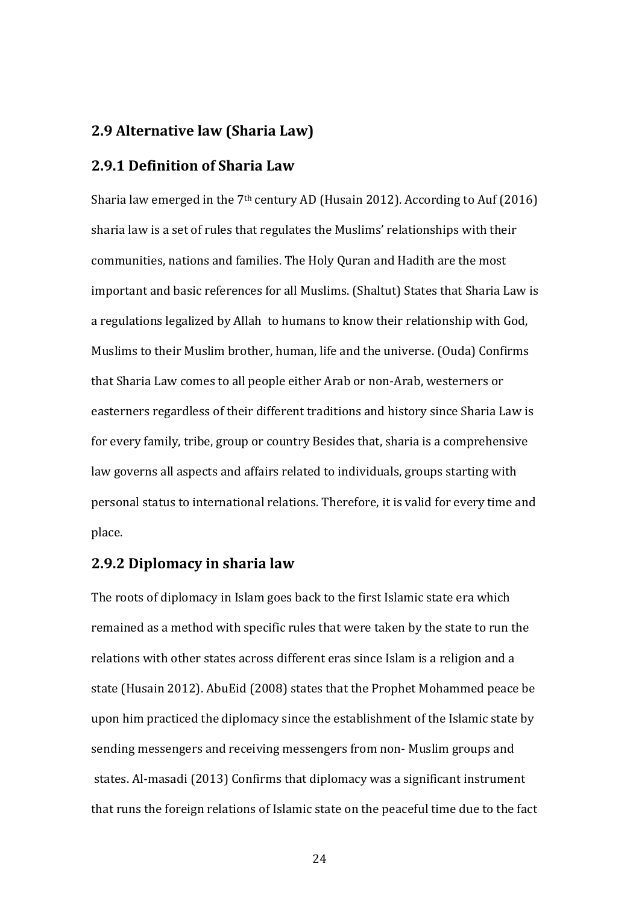## 2.9 Alternative law (Sharia Law)

### 2.9.1 Definition of Sharia Law

Sharia law emerged in the 7th century AD (Husain 2012). According to Auf (2016) sharia law is a set of rules that regulates the Muslims' relationships with their communities, nations and families. The Holy Quran and Hadith are the most important and basic references for all Muslims. (Shaltut) States that Sharia Law is a regulations legalized by Allah to humans to know their relationship with God, Muslims to their Muslim brother, human, life and the universe. (Ouda) Confirms that Sharia Law comes to all people either Arab or non-Arab, westerners or easterners regardless of their different traditions and history since Sharia Law is for every family, tribe, group or country Besides that, sharia is a comprehensive law governs all aspects and affairs related to individuals, groups starting with personal status to international relations. Therefore, it is valid for every time and place.

### 2.9.2 Diplomacy in sharia law

The roots of diplomacy in Islam goes back to the first Islamic state era which remained as a method with specific rules that were taken by the state to run the relations with other states across different eras since Islam is a religion and a state (Husain 2012). AbuEid (2008) states that the Prophet Mohammed peace be upon him practiced the diplomacy since the establishment of the Islamic state by sending messengers and receiving messengers from non- Muslim groups and states. Al-masadi (2013) Confirms that diplomacy was a significant instrument that runs the foreign relations of Islamic state on the peaceful time due to the fact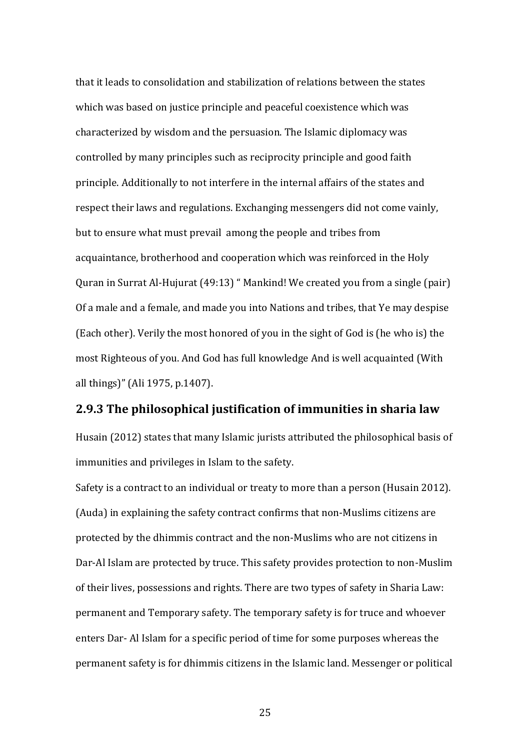that it leads to consolidation and stabilization of relations between the states which was based on justice principle and peaceful coexistence which was characterized by wisdom and the persuasion. The Islamic diplomacy was controlled by many principles such as reciprocity principle and good faith principle. Additionally to not interfere in the internal affairs of the states and respect their laws and regulations. Exchanging messengers did not come vainly, but to ensure what must prevail among the people and tribes from acquaintance, brotherhood and cooperation which was reinforced in the Holy Quran in Surrat Al-Hujurat (49:13) " Mankind! We created you from a single (pair) Of a male and a female, and made you into Nations and tribes, that Ye may despise (Each other). Verily the most honored of you in the sight of God is (he who is) the most Righteous of you. And God has full knowledge And is well acquainted (With all things)" (Ali 1975, p.1407).

### 2.9.3 The philosophical justification of immunities in sharia law

Husain (2012) states that many Islamic jurists attributed the philosophical basis of immunities and privileges in Islam to the safety.

Safety is a contract to an individual or treaty to more than a person (Husain 2012). (Auda) in explaining the safety contract confirms that non-Muslims citizens are protected by the dhimmis contract and the non-Muslims who are not citizens in Dar-Al Islam are protected by truce. This safety provides protection to non-Muslim of their lives, possessions and rights. There are two types of safety in Sharia Law: permanent and Temporary safety. The temporary safety is for truce and whoever enters Dar- Al Islam for a specific period of time for some purposes whereas the permanent safety is for dhimmis citizens in the Islamic land. Messenger or political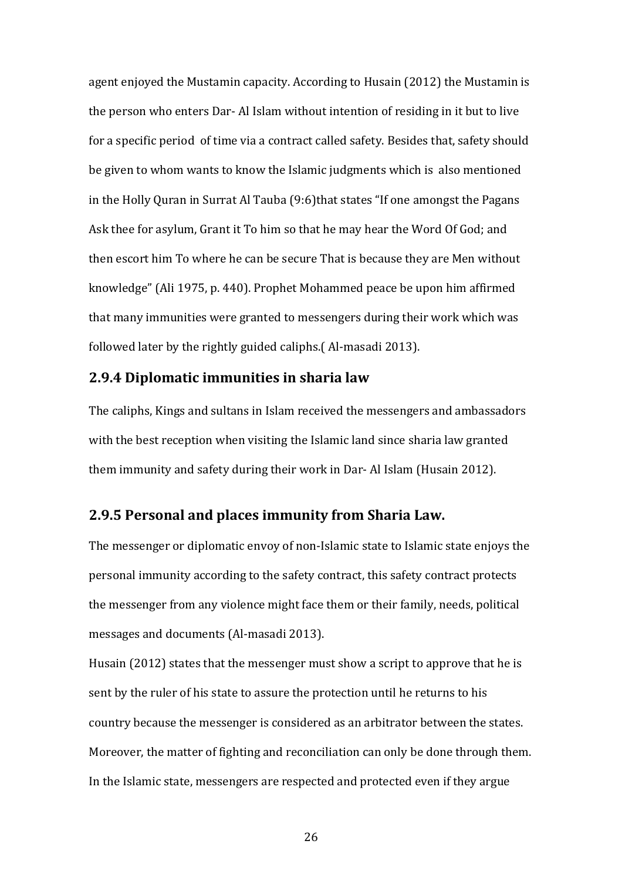agent enjoyed the Mustamin capacity. According to Husain (2012) the Mustamin is the person who enters Dar- Al Islam without intention of residing in it but to live for a specific period of time via a contract called safety. Besides that, safety should be given to whom wants to know the Islamic judgments which is also mentioned in the Holly Quran in Surrat Al Tauba (9:6)that states "If one amongst the Pagans Ask thee for asylum, Grant it To him so that he may hear the Word Of God; and then escort him To where he can be secure That is because they are Men without knowledge" (Ali 1975, p. 440). Prophet Mohammed peace be upon him affirmed that many immunities were granted to messengers during their work which was followed later by the rightly guided caliphs.( Al-masadi 2013).

### 2.9.4 Diplomatic immunities in sharia law

The caliphs, Kings and sultans in Islam received the messengers and ambassadors with the best reception when visiting the Islamic land since sharia law granted them immunity and safety during their work in Dar- Al Islam (Husain 2012).

### 2.9.5 Personal and places immunity from Sharia Law.

The messenger or diplomatic envoy of non-Islamic state to Islamic state enjoys the personal immunity according to the safety contract, this safety contract protects the messenger from any violence might face them or their family, needs, political messages and documents (Al-masadi 2013).

Husain (2012) states that the messenger must show a script to approve that he is sent by the ruler of his state to assure the protection until he returns to his country because the messenger is considered as an arbitrator between the states. Moreover, the matter of fighting and reconciliation can only be done through them. In the Islamic state, messengers are respected and protected even if they argue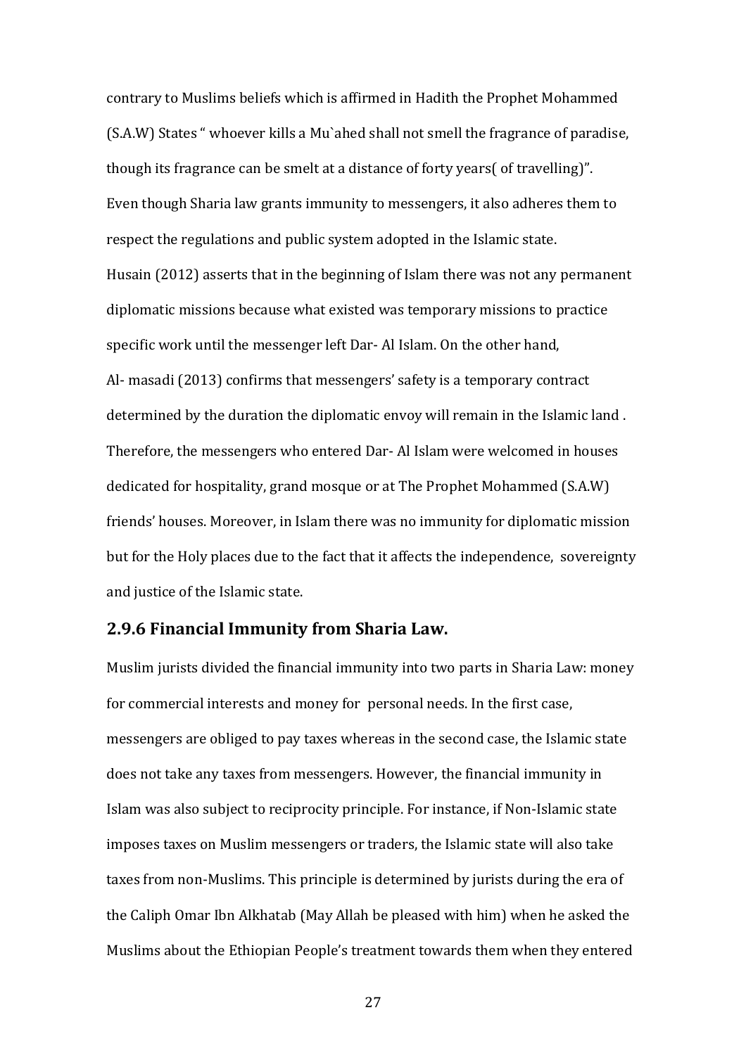contrary to Muslims beliefs which is affirmed in Hadith the Prophet Mohammed (S.A.W) States " whoever kills a Mu`ahed shall not smell the fragrance of paradise, though its fragrance can be smelt at a distance of forty years( of travelling)".

Even though Sharia law grants immunity to messengers, it also adheres them to respect the regulations and public system adopted in the Islamic state.

Husain (2012) asserts that in the beginning of Islam there was not any permanent diplomatic missions because what existed was temporary missions to practice specific work until the messenger left Dar- Al Islam. On the other hand, Al- masadi (2013) confirms that messengers' safety is a temporary contract determined by the duration the diplomatic envoy will remain in the Islamic land . Therefore, the messengers who entered Dar- Al Islam were welcomed in houses dedicated for hospitality, grand mosque or at The Prophet Mohammed (S.A.W) friends' houses. Moreover, in Islam there was no immunity for diplomatic mission but for the Holy places due to the fact that it affects the independence, sovereignty and justice of the Islamic state.

### 2.9.6 Financial Immunity from Sharia Law.

Muslim jurists divided the financial immunity into two parts in Sharia Law: money for commercial interests and money for personal needs. In the first case, messengers are obliged to pay taxes whereas in the second case, the Islamic state does not take any taxes from messengers. However, the financial immunity in Islam was also subject to reciprocity principle. For instance, if Non-Islamic state imposes taxes on Muslim messengers or traders, the Islamic state will also take taxes from non-Muslims. This principle is determined by jurists during the era of the Caliph Omar Ibn Alkhatab (May Allah be pleased with him) when he asked the Muslims about the Ethiopian People's treatment towards them when they entered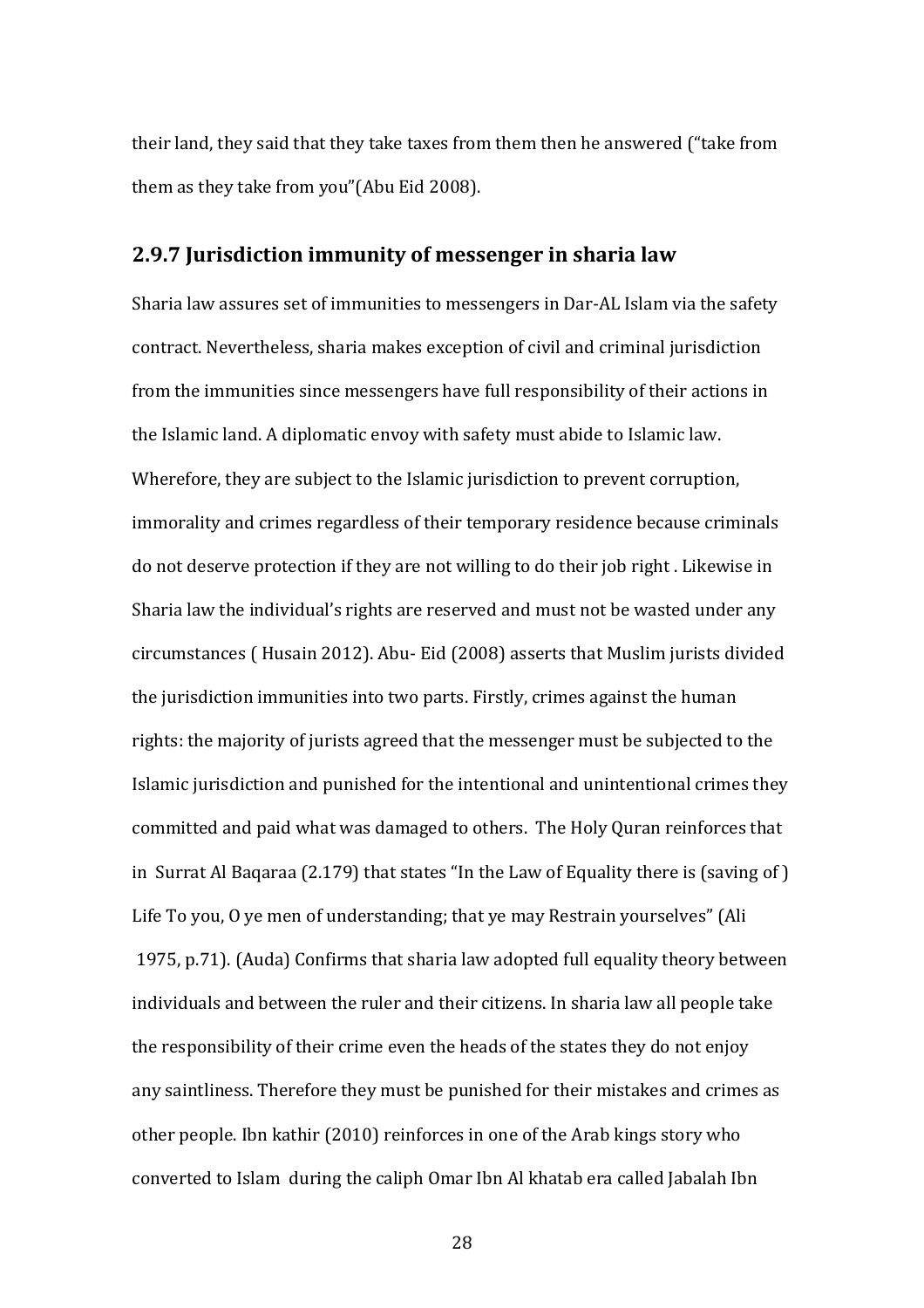their land, they said that they take taxes from them then he answered ("take from them as they take from you"(Abu Eid 2008).

### 2.9.7 Jurisdiction immunity of messenger in sharia law

Sharia law assures set of immunities to messengers in Dar-AL Islam via the safety contract. Nevertheless, sharia makes exception of civil and criminal jurisdiction from the immunities since messengers have full responsibility of their actions in the Islamic land. A diplomatic envoy with safety must abide to Islamic law. Wherefore, they are subject to the Islamic jurisdiction to prevent corruption, immorality and crimes regardless of their temporary residence because criminals do not deserve protection if they are not willing to do their job right . Likewise in Sharia law the individual's rights are reserved and must not be wasted under any circumstances ( Husain 2012). Abu- Eid (2008) asserts that Muslim jurists divided the jurisdiction immunities into two parts. Firstly, crimes against the human rights: the majority of jurists agreed that the messenger must be subjected to the Islamic jurisdiction and punished for the intentional and unintentional crimes they committed and paid what was damaged to others. The Holy Quran reinforces that in Surrat Al Baqaraa (2.179) that states "In the Law of Equality there is (saving of ) Life To you, O ye men of understanding; that ye may Restrain yourselves" (Ali 1975, p.71). (Auda) Confirms that sharia law adopted full equality theory between individuals and between the ruler and their citizens. In sharia law all people take the responsibility of their crime even the heads of the states they do not enjoy any saintliness. Therefore they must be punished for their mistakes and crimes as other people. Ibn kathir (2010) reinforces in one of the Arab kings story who converted to Islam during the caliph Omar Ibn Al khatab era called Jabalah Ibn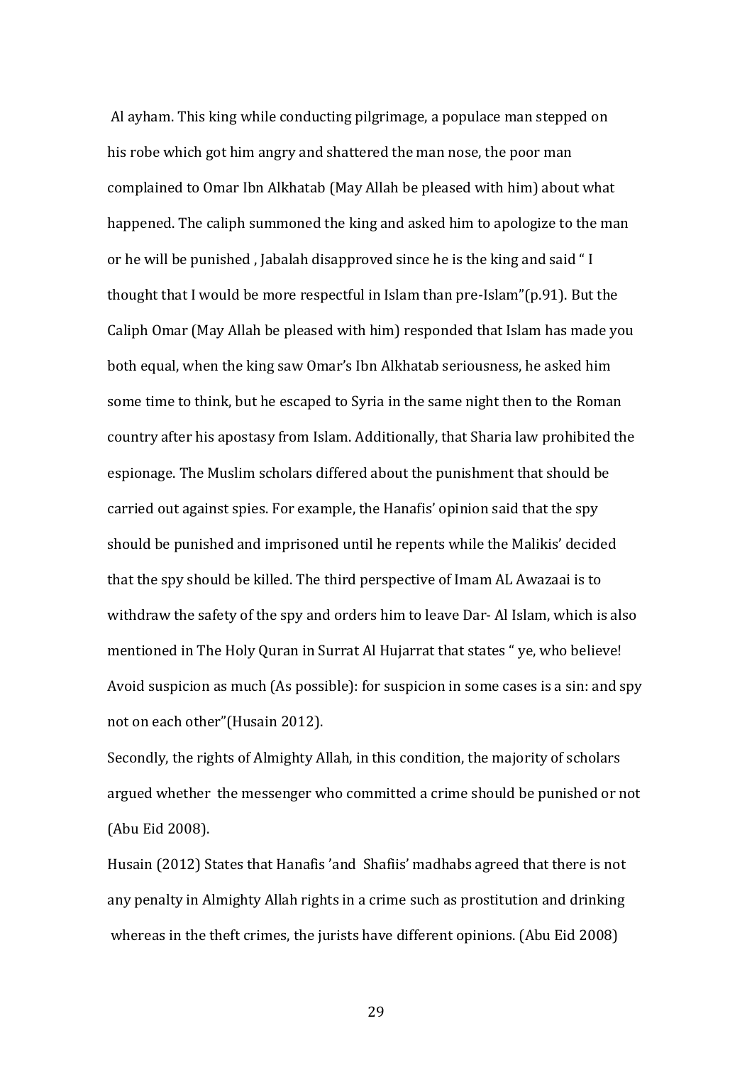Al ayham. This king while conducting pilgrimage, a populace man stepped on his robe which got him angry and shattered the man nose, the poor man complained to Omar Ibn Alkhatab (May Allah be pleased with him) about what happened. The caliph summoned the king and asked him to apologize to the man or he will be punished , Jabalah disapproved since he is the king and said " I thought that I would be more respectful in Islam than pre-Islam"(p.91). But the Caliph Omar (May Allah be pleased with him) responded that Islam has made you both equal, when the king saw Omar's Ibn Alkhatab seriousness, he asked him some time to think, but he escaped to Syria in the same night then to the Roman country after his apostasy from Islam. Additionally, that Sharia law prohibited the espionage. The Muslim scholars differed about the punishment that should be carried out against spies. For example, the Hanafis' opinion said that the spy should be punished and imprisoned until he repents while the Malikis' decided that the spy should be killed. The third perspective of Imam AL Awazaai is to withdraw the safety of the spy and orders him to leave Dar- Al Islam, which is also mentioned in The Holy Quran in Surrat Al Hujarrat that states " ye, who believe! Avoid suspicion as much (As possible): for suspicion in some cases is a sin: and spy not on each other"(Husain 2012).

Secondly, the rights of Almighty Allah, in this condition, the majority of scholars argued whether the messenger who committed a crime should be punished or not (Abu Eid 2008).

Husain (2012) States that Hanafis 'and Shafiis' madhabs agreed that there is not any penalty in Almighty Allah rights in a crime such as prostitution and drinking whereas in the theft crimes, the jurists have different opinions. (Abu Eid 2008)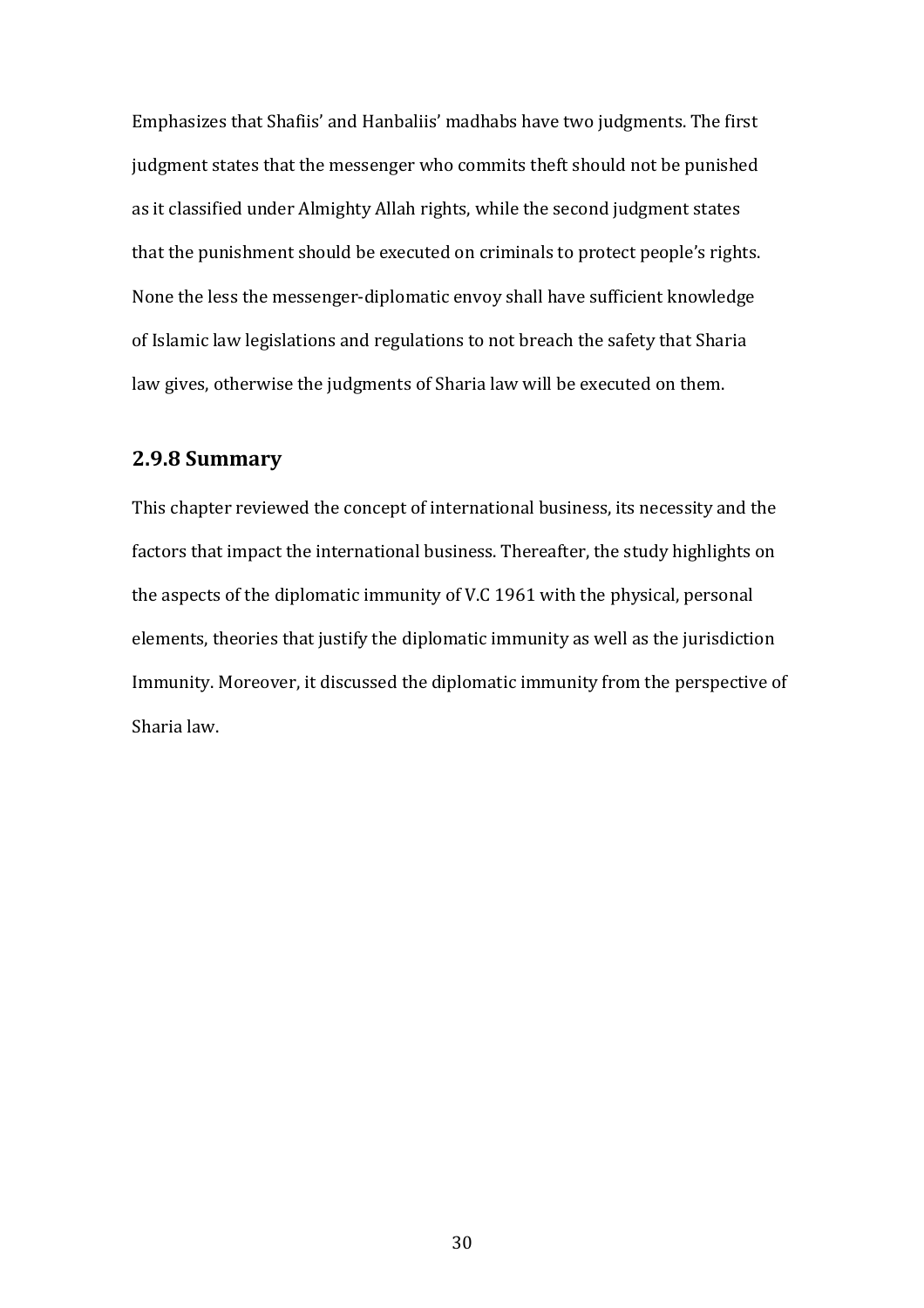Emphasizes that Shafiis' and Hanbaliis' madhabs have two judgments. The first judgment states that the messenger who commits theft should not be punished as it classified under Almighty Allah rights, while the second judgment states that the punishment should be executed on criminals to protect people's rights. None the less the messenger-diplomatic envoy shall have sufficient knowledge of Islamic law legislations and regulations to not breach the safety that Sharia law gives, otherwise the judgments of Sharia law will be executed on them.

### 2.9.8 Summary

This chapter reviewed the concept of international business, its necessity and the factors that impact the international business. Thereafter, the study highlights on the aspects of the diplomatic immunity of V.C 1961 with the physical, personal elements, theories that justify the diplomatic immunity as well as the jurisdiction Immunity. Moreover, it discussed the diplomatic immunity from the perspective of Sharia law.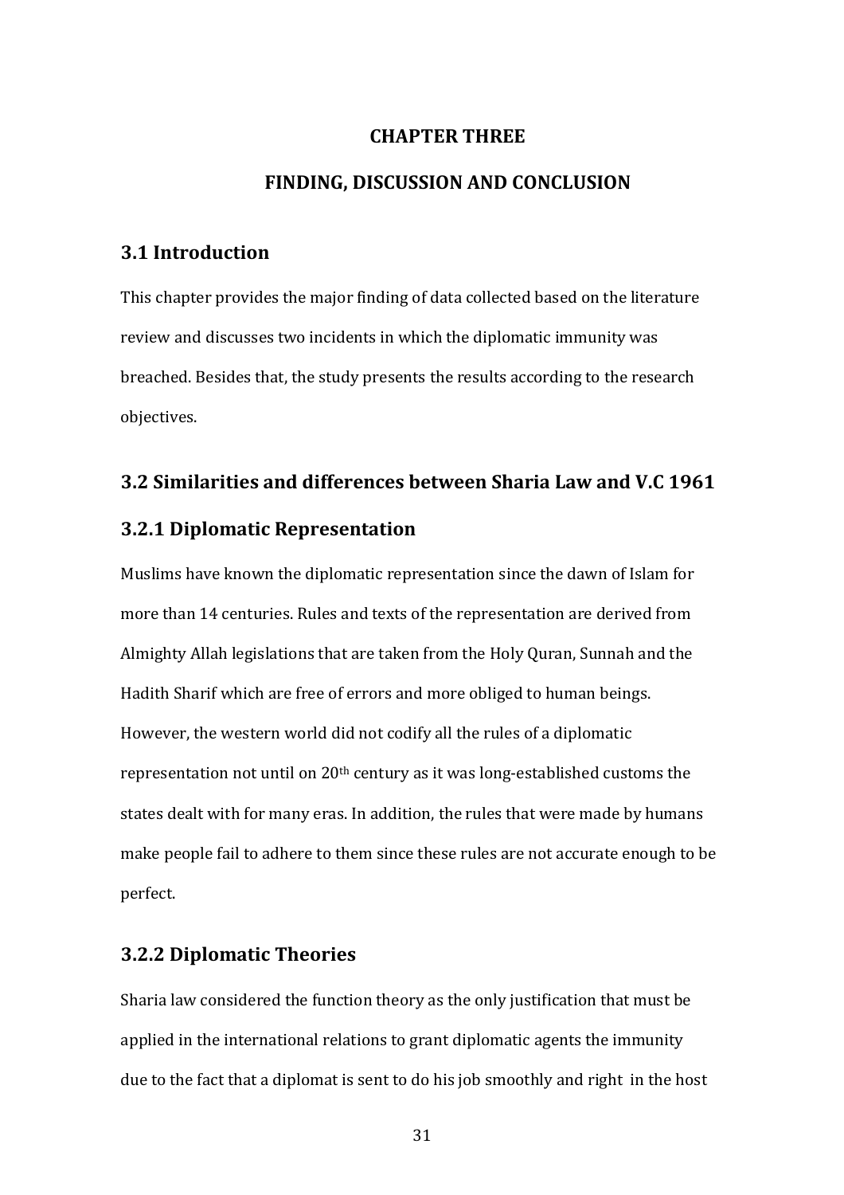# CHAPTER THREE

# FINDING, DISCUSSION AND CONCLUSION

## 3.1 Introduction

This chapter provides the major finding of data collected based on the literature review and discusses two incidents in which the diplomatic immunity was breached. Besides that, the study presents the results according to the research objectives.

## 3.2 Similarities and differences between Sharia Law and V.C 1961

### 3.2.1 Diplomatic Representation

Muslims have known the diplomatic representation since the dawn of Islam for more than 14 centuries. Rules and texts of the representation are derived from Almighty Allah legislations that are taken from the Holy Quran, Sunnah and the Hadith Sharif which are free of errors and more obliged to human beings. However, the western world did not codify all the rules of a diplomatic representation not until on 20th century as it was long-established customs the states dealt with for many eras. In addition, the rules that were made by humans make people fail to adhere to them since these rules are not accurate enough to be perfect.

### 3.2.2 Diplomatic Theories

Sharia law considered the function theory as the only justification that must be applied in the international relations to grant diplomatic agents the immunity due to the fact that a diplomat is sent to do his job smoothly and right in the host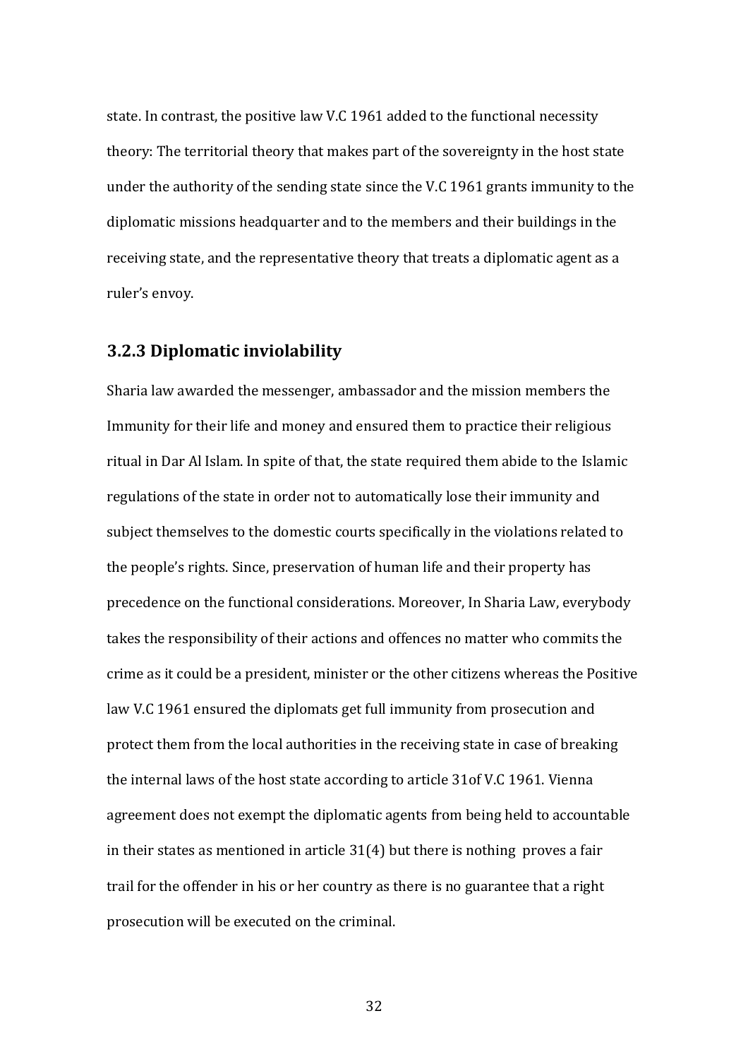state. In contrast, the positive law V.C 1961 added to the functional necessity theory: The territorial theory that makes part of the sovereignty in the host state under the authority of the sending state since the V.C 1961 grants immunity to the diplomatic missions headquarter and to the members and their buildings in the receiving state, and the representative theory that treats a diplomatic agent as a ruler's envoy.

### 3.2.3 Diplomatic inviolability

Sharia law awarded the messenger, ambassador and the mission members the Immunity for their life and money and ensured them to practice their religious ritual in Dar Al Islam. In spite of that, the state required them abide to the Islamic regulations of the state in order not to automatically lose their immunity and subject themselves to the domestic courts specifically in the violations related to the people's rights. Since, preservation of human life and their property has precedence on the functional considerations. Moreover, In Sharia Law, everybody takes the responsibility of their actions and offences no matter who commits the crime as it could be a president, minister or the other citizens whereas the Positive law V.C 1961 ensured the diplomats get full immunity from prosecution and protect them from the local authorities in the receiving state in case of breaking the internal laws of the host state according to article 31of V.C 1961. Vienna agreement does not exempt the diplomatic agents from being held to accountable in their states as mentioned in article 31(4) but there is nothing proves a fair trail for the offender in his or her country as there is no guarantee that a right prosecution will be executed on the criminal.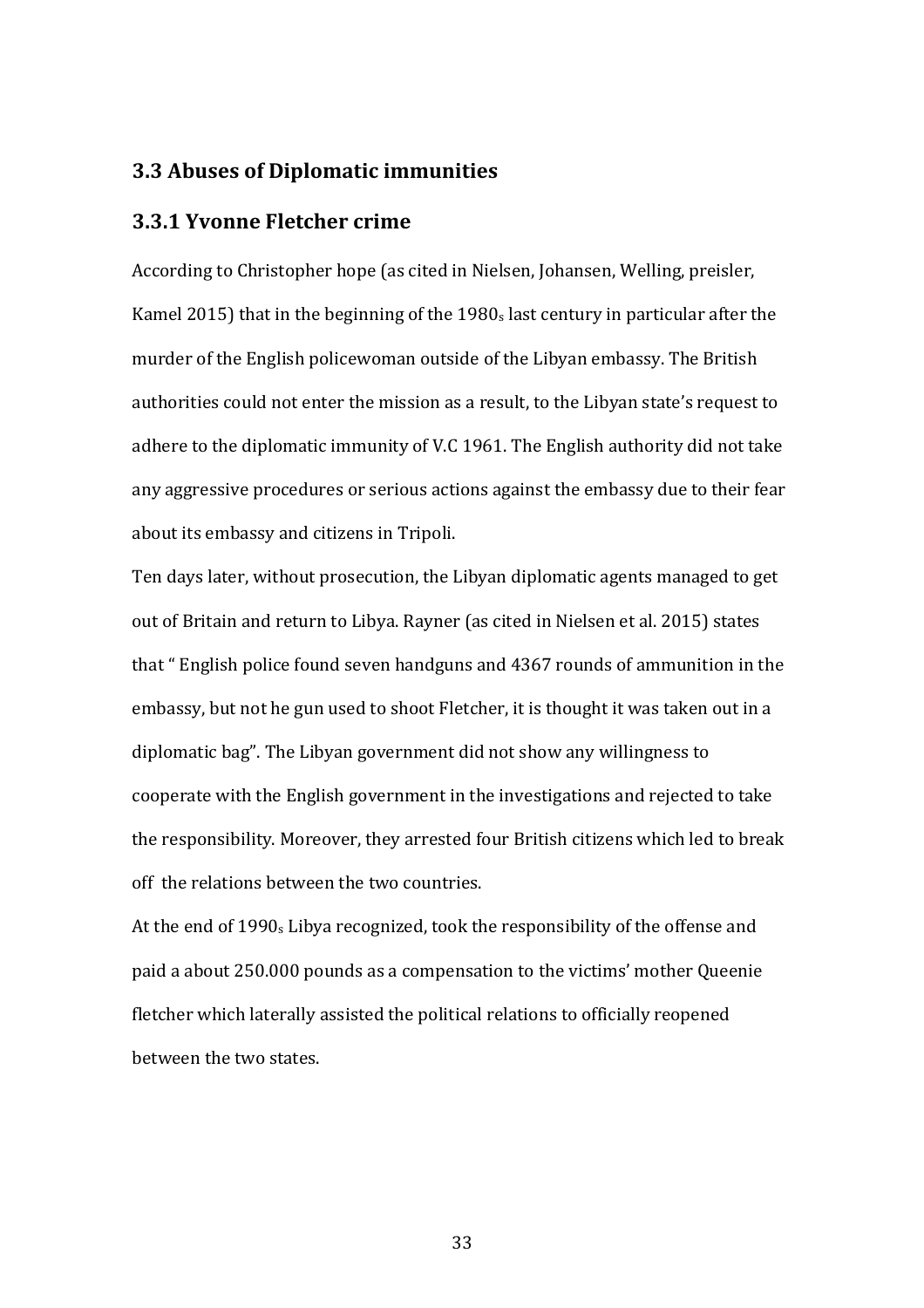## 3.3 Abuses of Diplomatic immunities

### 3.3.1 Yvonne Fletcher crime

According to Christopher hope (as cited in Nielsen, Johansen, Welling, preisler, Kamel 2015) that in the beginning of the $1980_s$ last century in particular after the murder of the English policewoman outside of the Libyan embassy. The British authorities could not enter the mission as a result, to the Libyan state's request to adhere to the diplomatic immunity of V.C 1961. The English authority did not take any aggressive procedures or serious actions against the embassy due to their fear about its embassy and citizens in Tripoli.

Ten days later, without prosecution, the Libyan diplomatic agents managed to get out of Britain and return to Libya. Rayner (as cited in Nielsen et al. 2015) states that " English police found seven handguns and 4367 rounds of ammunition in the embassy, but not he gun used to shoot Fletcher, it is thought it was taken out in a diplomatic bag". The Libyan government did not show any willingness to cooperate with the English government in the investigations and rejected to take the responsibility. Moreover, they arrested four British citizens which led to break off the relations between the two countries.

At the end of $1990_s$ Libya recognized, took the responsibility of the offense and paid a about 250.000 pounds as a compensation to the victims' mother Queenie fletcher which laterally assisted the political relations to officially reopened between the two states.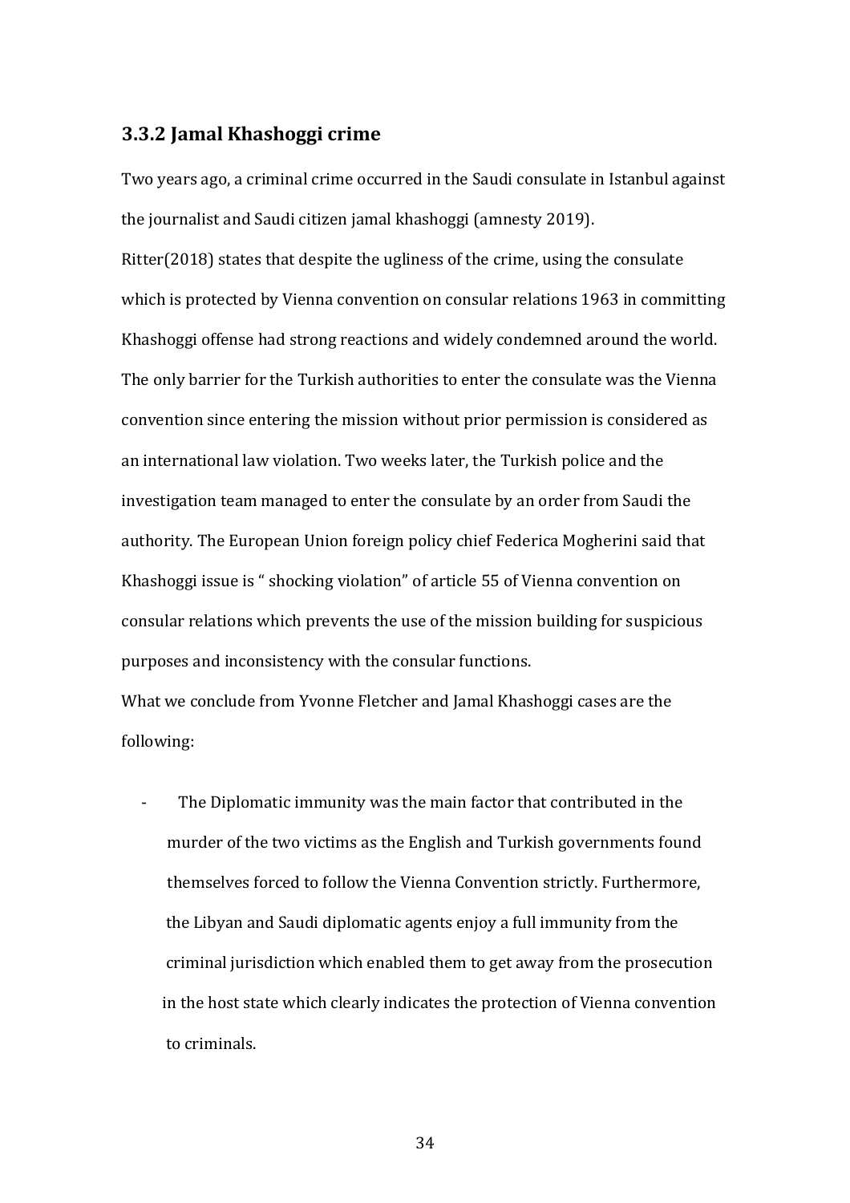### 3.3.2 Jamal Khashoggi crime

Two years ago, a criminal crime occurred in the Saudi consulate in Istanbul against the journalist and Saudi citizen jamal khashoggi (amnesty 2019).

Ritter(2018) states that despite the ugliness of the crime, using the consulate which is protected by Vienna convention on consular relations 1963 in committing Khashoggi offense had strong reactions and widely condemned around the world. The only barrier for the Turkish authorities to enter the consulate was the Vienna convention since entering the mission without prior permission is considered as an international law violation. Two weeks later, the Turkish police and the investigation team managed to enter the consulate by an order from Saudi the authority. The European Union foreign policy chief Federica Mogherini said that Khashoggi issue is " shocking violation" of article 55 of Vienna convention on consular relations which prevents the use of the mission building for suspicious purposes and inconsistency with the consular functions.

What we conclude from Yvonne Fletcher and Jamal Khashoggi cases are the following:

- The Diplomatic immunity was the main factor that contributed in the murder of the two victims as the English and Turkish governments found themselves forced to follow the Vienna Convention strictly. Furthermore, the Libyan and Saudi diplomatic agents enjoy a full immunity from the criminal jurisdiction which enabled them to get away from the prosecution in the host state which clearly indicates the protection of Vienna convention to criminals.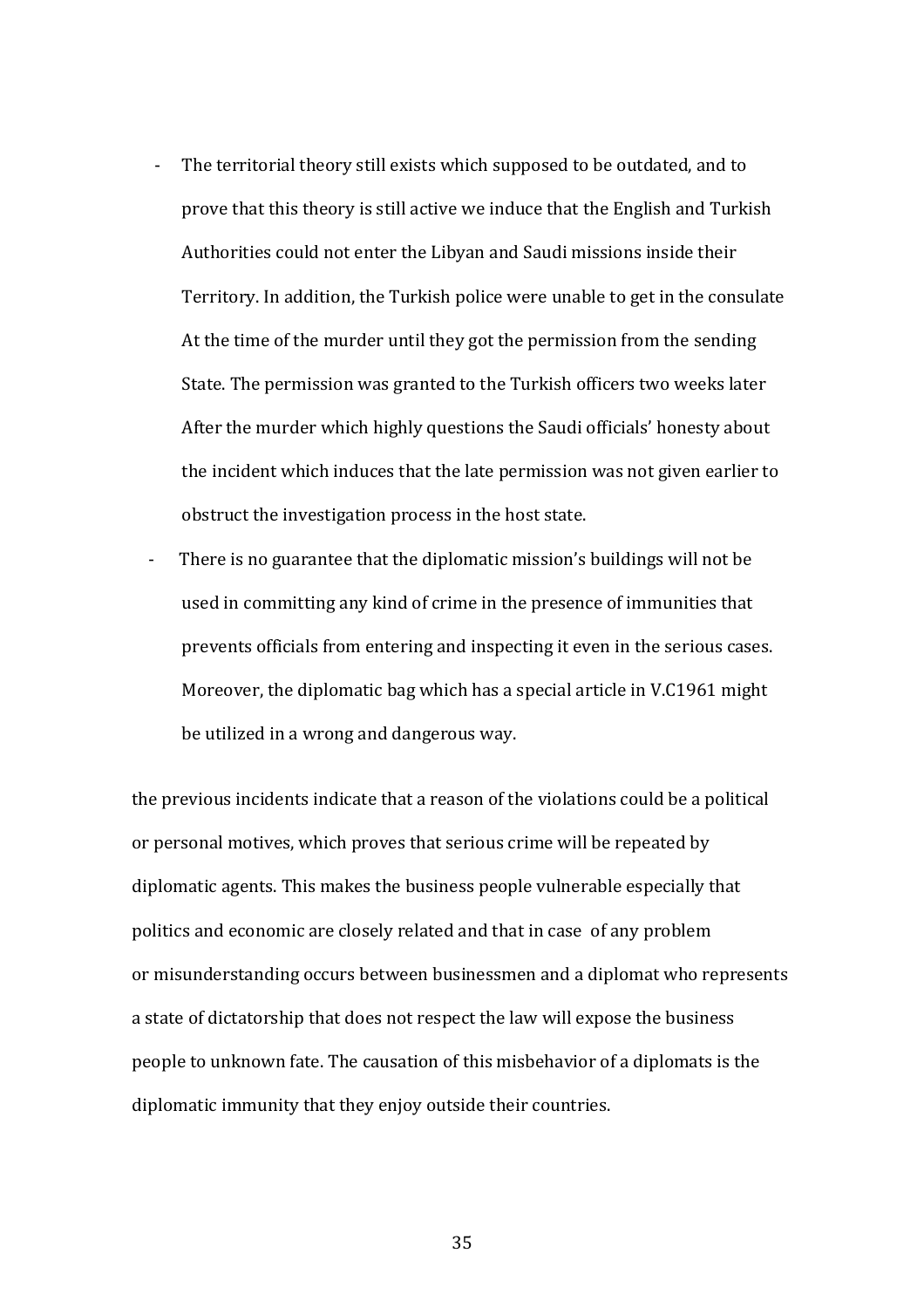- The territorial theory still exists which supposed to be outdated, and to prove that this theory is still active we induce that the English and Turkish Authorities could not enter the Libyan and Saudi missions inside their Territory. In addition, the Turkish police were unable to get in the consulate At the time of the murder until they got the permission from the sending State. The permission was granted to the Turkish officers two weeks later After the murder which highly questions the Saudi officials' honesty about the incident which induces that the late permission was not given earlier to obstruct the investigation process in the host state.
- There is no guarantee that the diplomatic mission's buildings will not be used in committing any kind of crime in the presence of immunities that prevents officials from entering and inspecting it even in the serious cases. Moreover, the diplomatic bag which has a special article in V.C1961 might be utilized in a wrong and dangerous way.

the previous incidents indicate that a reason of the violations could be a political or personal motives, which proves that serious crime will be repeated by diplomatic agents. This makes the business people vulnerable especially that politics and economic are closely related and that in case of any problem or misunderstanding occurs between businessmen and a diplomat who represents a state of dictatorship that does not respect the law will expose the business people to unknown fate. The causation of this misbehavior of a diplomats is the diplomatic immunity that they enjoy outside their countries.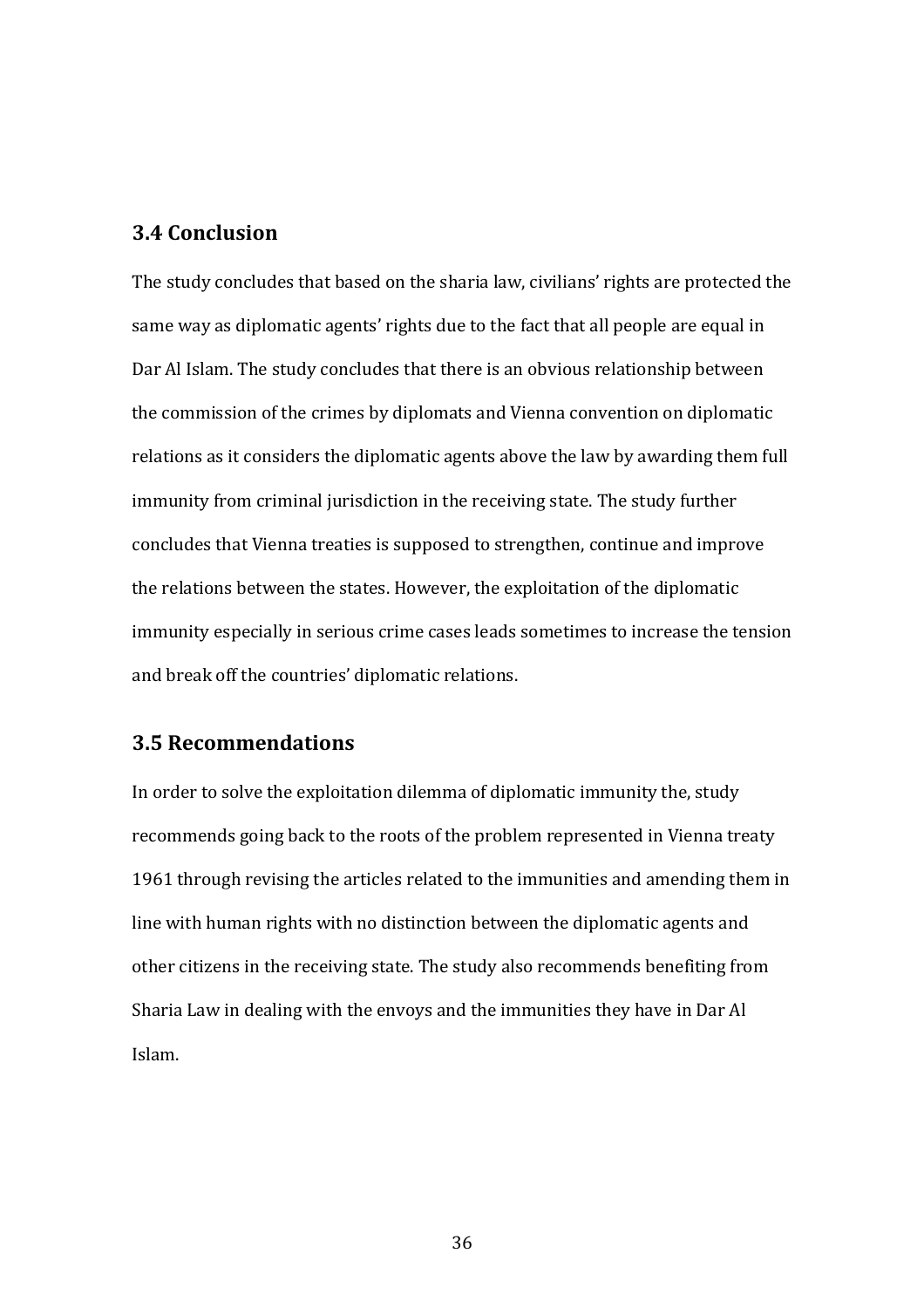## 3.4 Conclusion

The study concludes that based on the sharia law, civilians' rights are protected the same way as diplomatic agents' rights due to the fact that all people are equal in Dar Al Islam. The study concludes that there is an obvious relationship between the commission of the crimes by diplomats and Vienna convention on diplomatic relations as it considers the diplomatic agents above the law by awarding them full immunity from criminal jurisdiction in the receiving state. The study further concludes that Vienna treaties is supposed to strengthen, continue and improve the relations between the states. However, the exploitation of the diplomatic immunity especially in serious crime cases leads sometimes to increase the tension and break off the countries' diplomatic relations.

## 3.5 Recommendations

In order to solve the exploitation dilemma of diplomatic immunity the, study recommends going back to the roots of the problem represented in Vienna treaty 1961 through revising the articles related to the immunities and amending them in line with human rights with no distinction between the diplomatic agents and other citizens in the receiving state. The study also recommends benefiting from Sharia Law in dealing with the envoys and the immunities they have in Dar Al Islam.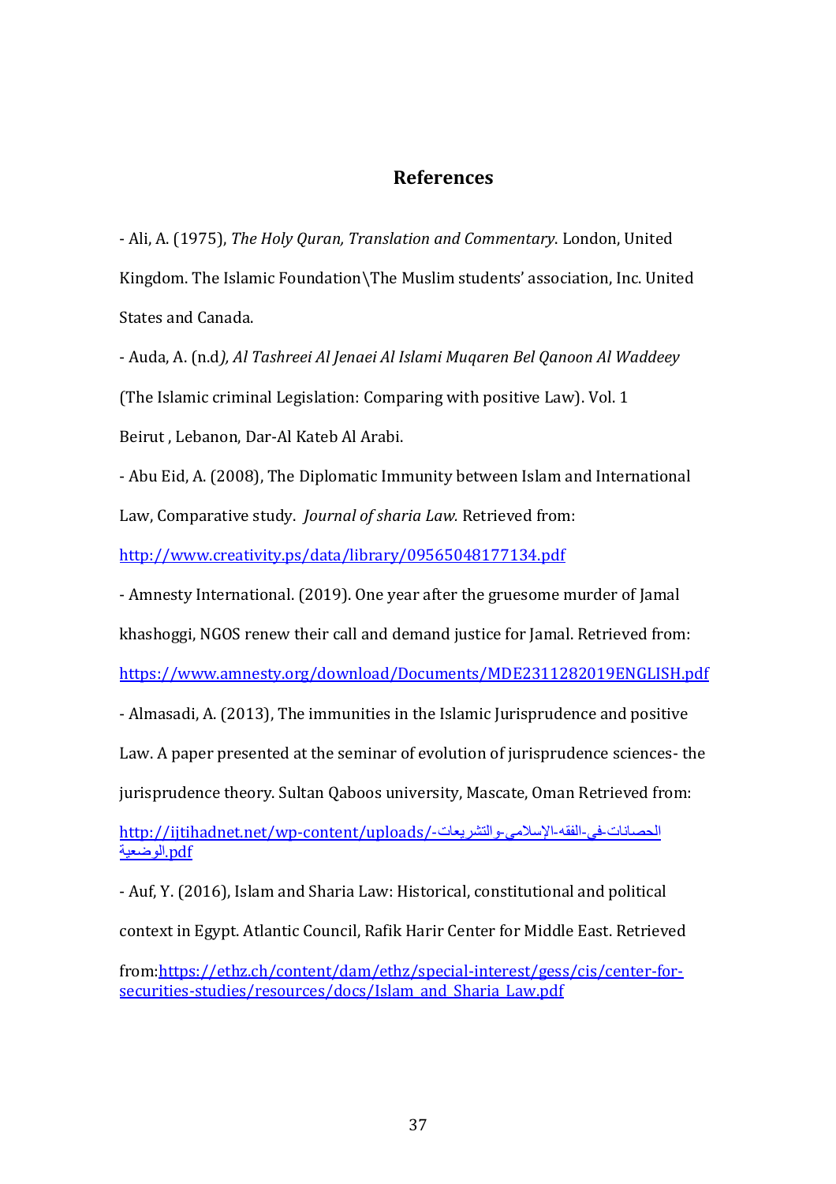## References

- Ali, A. (1975), *The Holy Quran, Translation and Commentary*. London, United Kingdom. The Islamic Foundation\The Muslim students' association, Inc. United States and Canada.

- Auda, A. (n.d*), Al Tashreei Al Jenaei Al Islami Muqaren Bel Qanoon Al Waddeey* (The Islamic criminal Legislation: Comparing with positive Law). Vol. 1 Beirut , Lebanon, Dar-Al Kateb Al Arabi.

- Abu Eid, A. (2008), The Diplomatic Immunity between Islam and International Law, Comparative study. *Journal of sharia Law.* Retrieved from: http://www.creativity.ps/data/library/09565048177134.pdf

- Amnesty International. (2019). One year after the gruesome murder of Jamal khashoggi, NGOS renew their call and demand justice for Jamal. Retrieved from: https://www.amnesty.org/download/Documents/MDE2311282019ENGLISH.pdf

- Almasadi, A. (2013), The immunities in the Islamic Jurisprudence and positive Law. A paper presented at the seminar of evolution of jurisprudence sciences- the jurisprudence theory. Sultan Qaboos university, Mascate, Oman Retrieved from: http://ijtihadnet.net/wp-content/uploads/الحصانات-في-الفقه-الإسلامي-والتشريعات-الوضعية.pdf

- Auf, Y. (2016), Islam and Sharia Law: Historical, constitutional and political context in Egypt. Atlantic Council, Rafik Harir Center for Middle East. Retrieved from:https://ethz.ch/content/dam/ethz/special-interest/gess/cis/center-for-securities-studies/resources/docs/Islam_and_Sharia_Law.pdf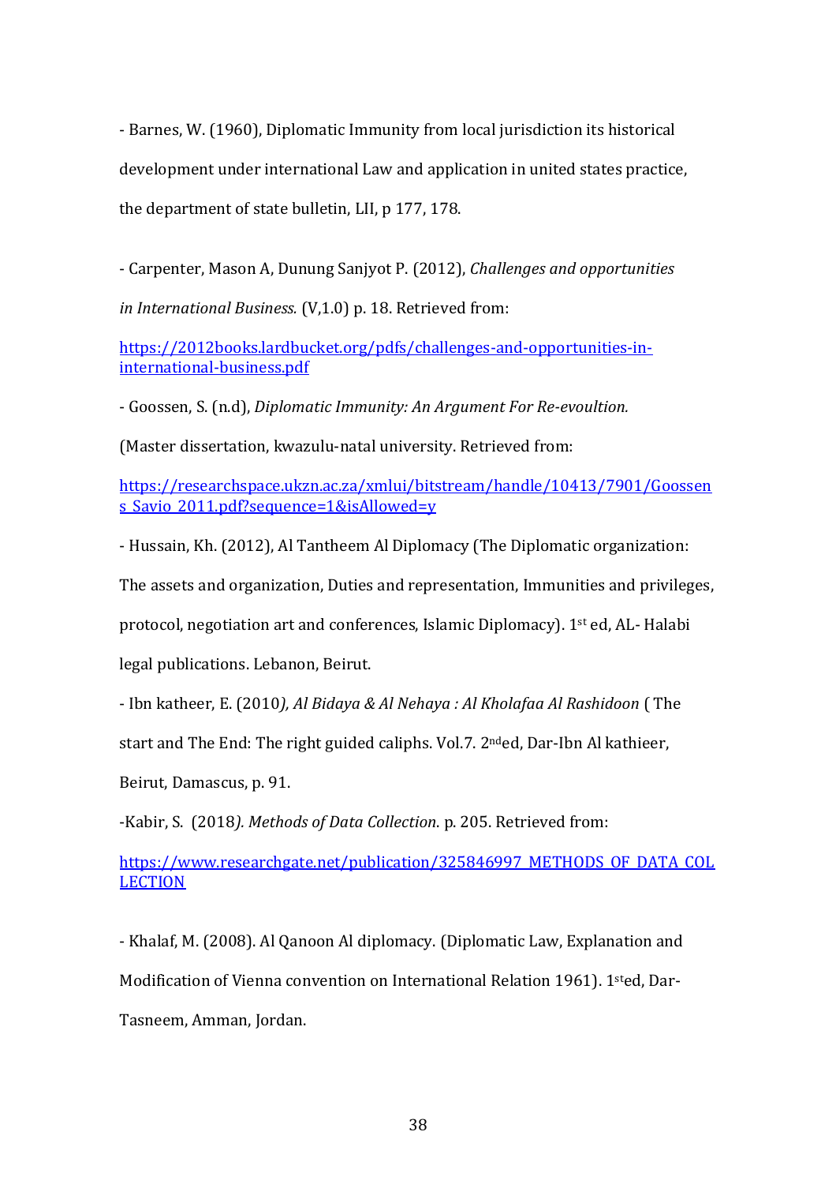- Barnes, W. (1960), Diplomatic Immunity from local jurisdiction its historical development under international Law and application in united states practice, the department of state bulletin, LII, p 177, 178.

- Carpenter, Mason A, Dunung Sanjyot P. (2012), *Challenges and opportunities in International Business.* (V,1.0) p. 18. Retrieved from:

https://2012books.lardbucket.org/pdfs/challenges-and-opportunities-in-international-business.pdf

- Goossen, S. (n.d), *Diplomatic Immunity: An Argument For Re-evoultion.*

(Master dissertation, kwazulu-natal university. Retrieved from:

https://researchspace.ukzn.ac.za/xmlui/bitstream/handle/10413/7901/Goossens_Savio_2011.pdf?sequence=1&isAllowed=y

- Hussain, Kh. (2012), Al Tantheem Al Diplomacy (The Diplomatic organization: The assets and organization, Duties and representation, Immunities and privileges, protocol, negotiation art and conferences, Islamic Diplomacy). 1st ed, AL- Halabi legal publications. Lebanon, Beirut.

- Ibn katheer, E. (2010*), Al Bidaya & Al Nehaya : Al Kholafaa Al Rashidoon* ( The start and The End: The right guided caliphs. Vol.7. 2nded, Dar-Ibn Al kathieer, Beirut, Damascus, p. 91.

-Kabir, S. (2018*). Methods of Data Collection*. p. 205. Retrieved from:

https://www.researchgate.net/publication/325846997_METHODS_OF_DATA_COLLECTION

- Khalaf, M. (2008). Al Qanoon Al diplomacy. (Diplomatic Law, Explanation and Modification of Vienna convention on International Relation 1961). 1sted, Dar-Tasneem, Amman, Jordan.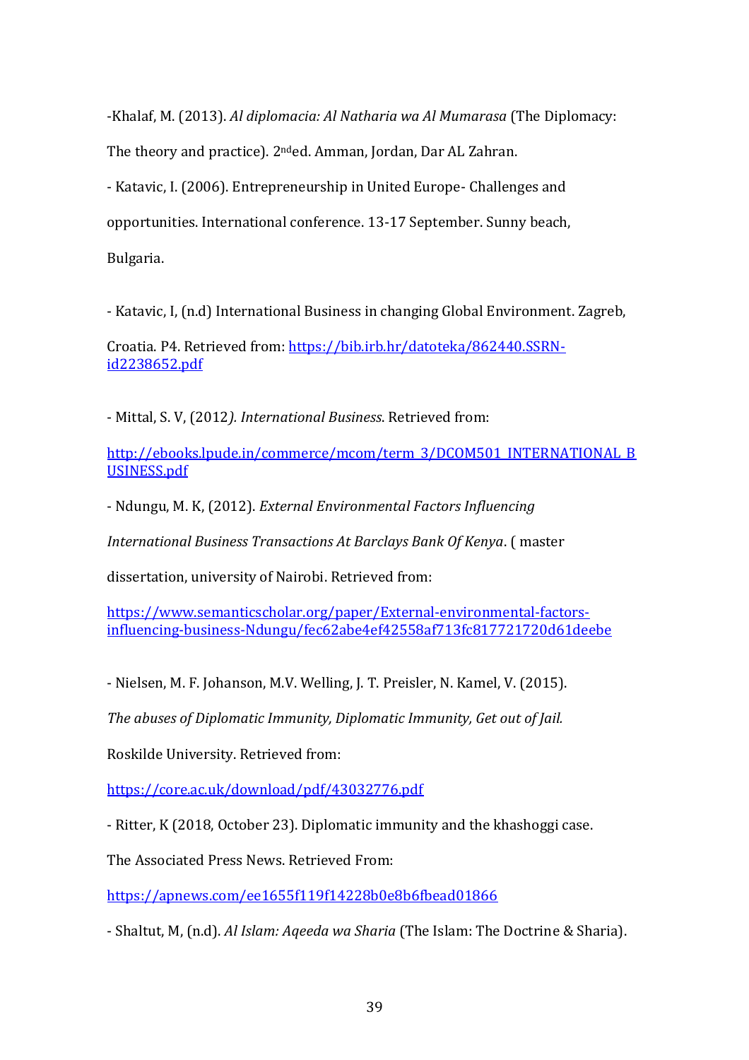-Khalaf, M. (2013). *Al diplomacia: Al Natharia wa Al Mumarasa* (The Diplomacy: The theory and practice). 2nded. Amman, Jordan, Dar AL Zahran.

- Katavic, I. (2006). Entrepreneurship in United Europe- Challenges and opportunities. International conference. 13-17 September. Sunny beach, Bulgaria.

- Katavic, I, (n.d) International Business in changing Global Environment. Zagreb, Croatia. P4. Retrieved from: https://bib.irb.hr/datoteka/862440.SSRN-id2238652.pdf

- Mittal, S. V, (2012*). International Business*. Retrieved from: http://ebooks.lpude.in/commerce/mcom/term_3/DCOM501_INTERNATIONAL_BUSINESS.pdf

- Ndungu, M. K, (2012). *External Environmental Factors Influencing International Business Transactions At Barclays Bank Of Kenya*. ( master dissertation, university of Nairobi. Retrieved from: https://www.semanticscholar.org/paper/External-environmental-factors-influencing-business-Ndungu/fec62abe4ef42558af713fc817721720d61deebe

- Nielsen, M. F. Johanson, M.V. Welling, J. T. Preisler, N. Kamel, V. (2015). *The abuses of Diplomatic Immunity, Diplomatic Immunity, Get out of Jail.* Roskilde University. Retrieved from: https://core.ac.uk/download/pdf/43032776.pdf

- Ritter, K (2018, October 23). Diplomatic immunity and the khashoggi case. The Associated Press News. Retrieved From: https://apnews.com/ee1655f119f14228b0e8b6fbead01866

- Shaltut, M, (n.d). *Al Islam: Aqeeda wa Sharia* (The Islam: The Doctrine & Sharia).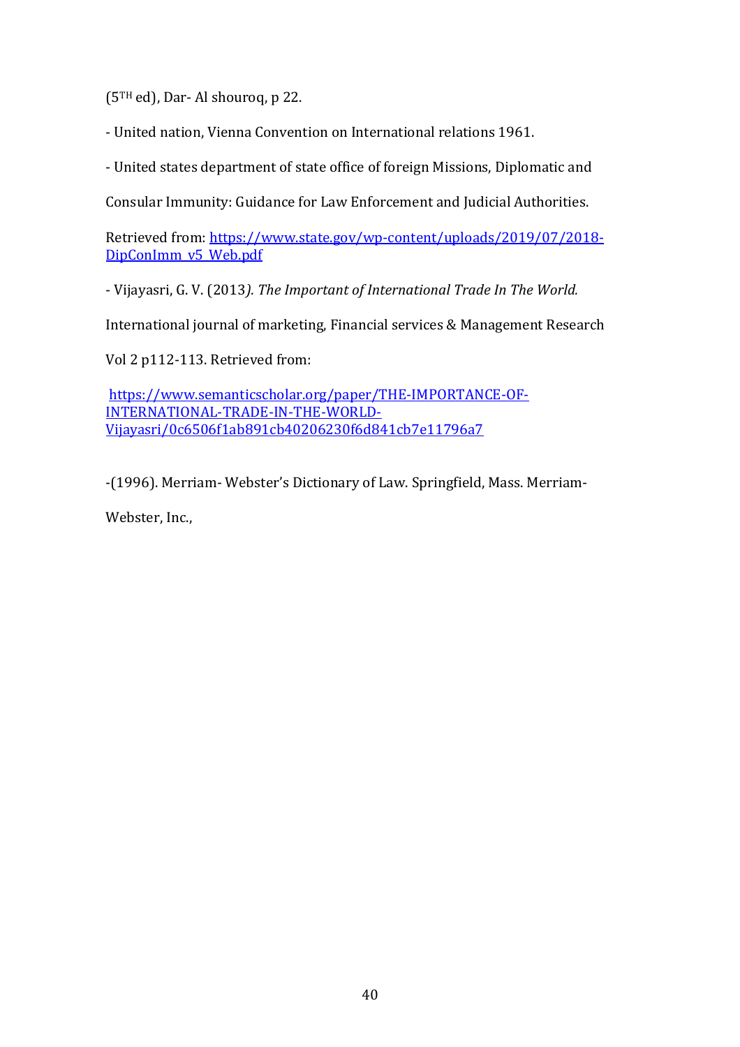(5TH ed), Dar- Al shouroq, p 22.

- United nation, Vienna Convention on International relations 1961.

- United states department of state office of foreign Missions, Diplomatic and

Consular Immunity: Guidance for Law Enforcement and Judicial Authorities.

Retrieved from: https://www.state.gov/wp-content/uploads/2019/07/2018-DipConImm_v5_Web.pdf

- Vijayasri, G. V. (2013*). The Important of International Trade In The World.*

International journal of marketing, Financial services & Management Research

Vol 2 p112-113. Retrieved from:

https://www.semanticscholar.org/paper/THE-IMPORTANCE-OF-INTERNATIONAL-TRADE-IN-THE-WORLD-Vijayasri/0c6506f1ab891cb40206230f6d841cb7e11796a7

-(1996). Merriam- Webster's Dictionary of Law. Springfield, Mass. Merriam-

Webster, Inc.,